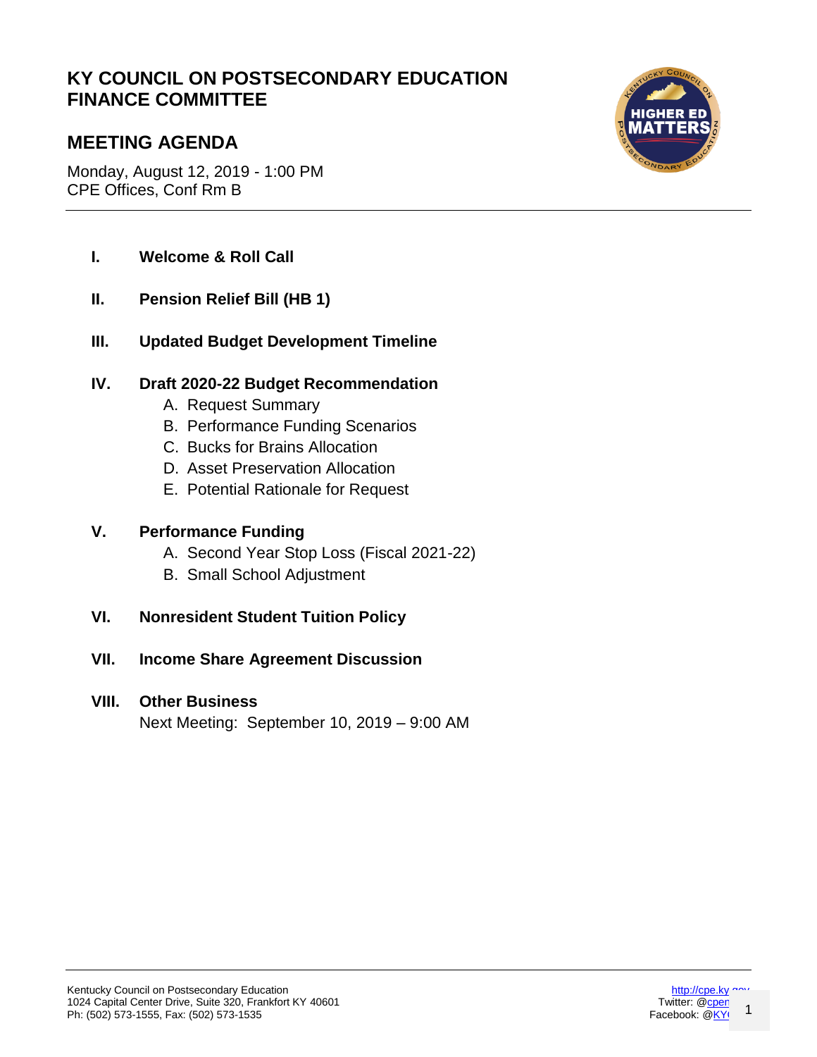# KY COUNCIL ON POSTSECONDARY EDUCATION FINANCE COMMITTEE

## MEETING AGENDA

Monday, August 12, 2019 - 1:00 PM
CPE Offices, Conf Rm B

**I. Welcome & Roll Call**

**II. Pension Relief Bill (HB 1)**

**III. Updated Budget Development Timeline**

**IV. Draft 2020-22 Budget Recommendation**

A. Request Summary
B. Performance Funding Scenarios
C. Bucks for Brains Allocation
D. Asset Preservation Allocation
E. Potential Rationale for Request

**V. Performance Funding**

A. Second Year Stop Loss (Fiscal 2021-22)
B. Small School Adjustment

**VI. Nonresident Student Tuition Policy**

**VII. Income Share Agreement Discussion**

**VIII. Other Business**

Next Meeting: September 10, 2019 – 9:00 AM

Kentucky Council on Postsecondary Education
1024 Capital Center Drive, Suite 320, Frankfort KY 40601
Ph: (502) 573-1555, Fax: (502) 573-1535

http://cpe.ky.gov
Twitter: @cpen
Facebook: @KY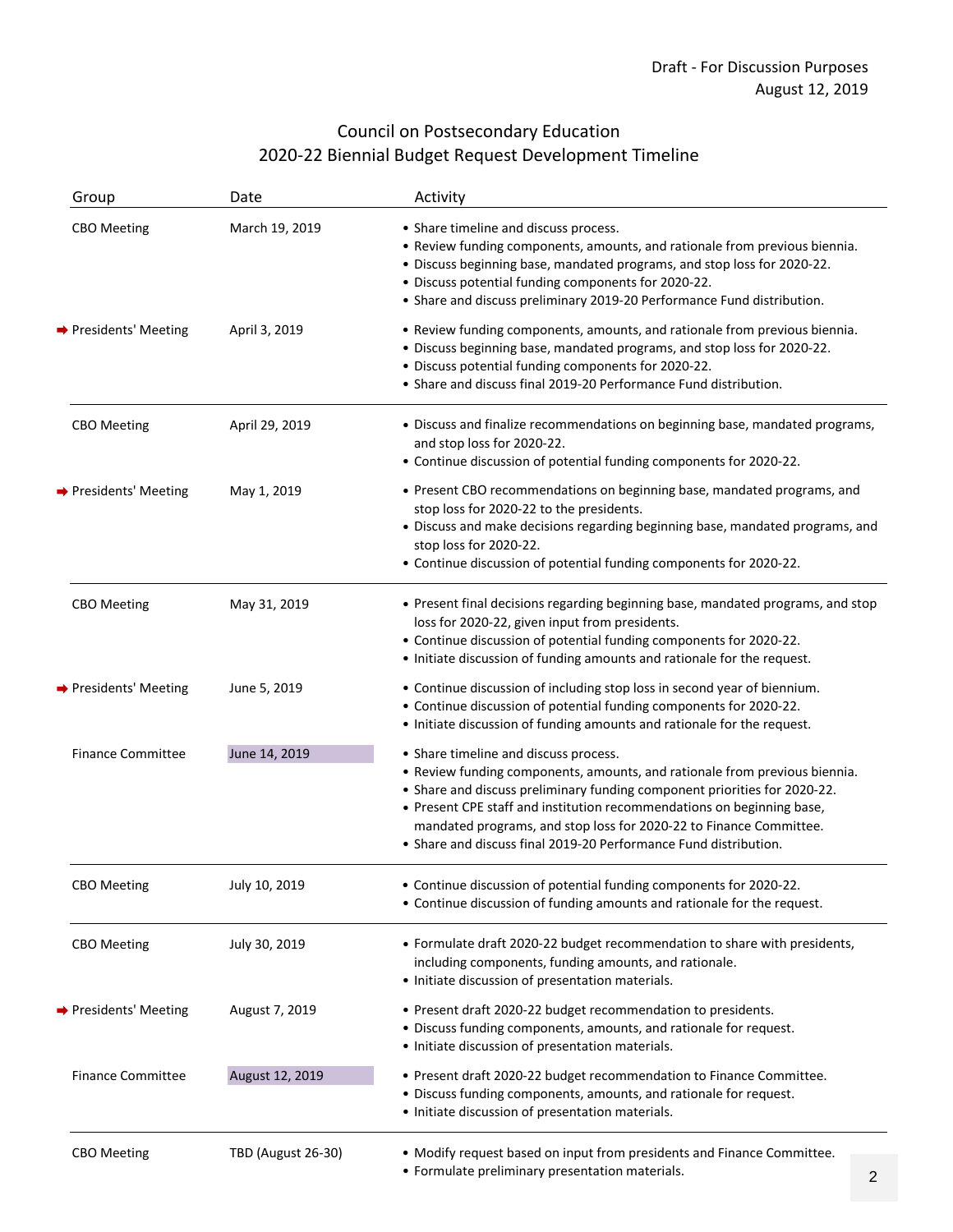Draft - For Discussion Purposes
August 12, 2019

# Council on Postsecondary Education
## 2020-22 Biennial Budget Request Development Timeline

| Group | Date | Activity |
|---|---|---|
| CBO Meeting | March 19, 2019 | • Share timeline and discuss process.<br>• Review funding components, amounts, and rationale from previous biennia.<br>• Discuss beginning base, mandated programs, and stop loss for 2020-22.<br>• Discuss potential funding components for 2020-22.<br>• Share and discuss preliminary 2019-20 Performance Fund distribution. |
| ➡ Presidents' Meeting | April 3, 2019 | • Review funding components, amounts, and rationale from previous biennia.<br>• Discuss beginning base, mandated programs, and stop loss for 2020-22.<br>• Discuss potential funding components for 2020-22.<br>• Share and discuss final 2019-20 Performance Fund distribution. |
| CBO Meeting | April 29, 2019 | • Discuss and finalize recommendations on beginning base, mandated programs, and stop loss for 2020-22.<br>• Continue discussion of potential funding components for 2020-22. |
| ➡ Presidents' Meeting | May 1, 2019 | • Present CBO recommendations on beginning base, mandated programs, and stop loss for 2020-22 to the presidents.<br>• Discuss and make decisions regarding beginning base, mandated programs, and stop loss for 2020-22.<br>• Continue discussion of potential funding components for 2020-22. |
| CBO Meeting | May 31, 2019 | • Present final decisions regarding beginning base, mandated programs, and stop loss for 2020-22, given input from presidents.<br>• Continue discussion of potential funding components for 2020-22.<br>• Initiate discussion of funding amounts and rationale for the request. |
| ➡ Presidents' Meeting | June 5, 2019 | • Continue discussion of including stop loss in second year of biennium.<br>• Continue discussion of potential funding components for 2020-22.<br>• Initiate discussion of funding amounts and rationale for the request. |
| Finance Committee | June 14, 2019 | • Share timeline and discuss process.<br>• Review funding components, amounts, and rationale from previous biennia.<br>• Share and discuss preliminary funding component priorities for 2020-22.<br>• Present CPE staff and institution recommendations on beginning base, mandated programs, and stop loss for 2020-22 to Finance Committee.<br>• Share and discuss final 2019-20 Performance Fund distribution. |
| CBO Meeting | July 10, 2019 | • Continue discussion of potential funding components for 2020-22.<br>• Continue discussion of funding amounts and rationale for the request. |
| CBO Meeting | July 30, 2019 | • Formulate draft 2020-22 budget recommendation to share with presidents, including components, funding amounts, and rationale.<br>• Initiate discussion of presentation materials. |
| ➡ Presidents' Meeting | August 7, 2019 | • Present draft 2020-22 budget recommendation to presidents.<br>• Discuss funding components, amounts, and rationale for request.<br>• Initiate discussion of presentation materials. |
| Finance Committee | August 12, 2019 | • Present draft 2020-22 budget recommendation to Finance Committee.<br>• Discuss funding components, amounts, and rationale for request.<br>• Initiate discussion of presentation materials. |
| CBO Meeting | TBD (August 26-30) | • Modify request based on input from presidents and Finance Committee.<br>• Formulate preliminary presentation materials. |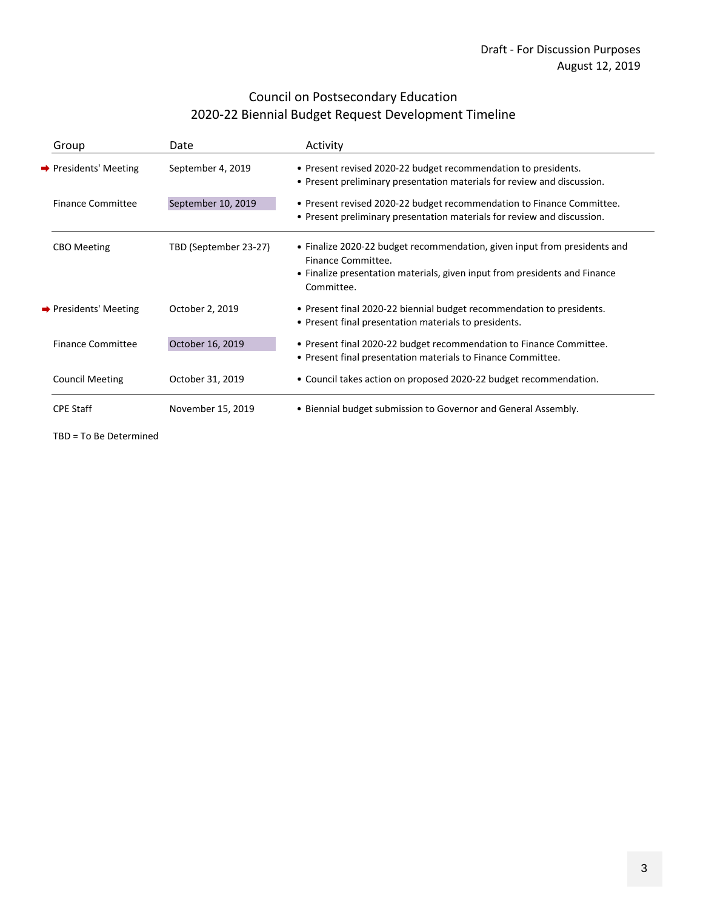Draft - For Discussion Purposes
August 12, 2019

# Council on Postsecondary Education
## 2020-22 Biennial Budget Request Development Timeline

| Group | Date | Activity |
|---|---|---|
| ➡ Presidents' Meeting | September 4, 2019 | • Present revised 2020-22 budget recommendation to presidents.<br>• Present preliminary presentation materials for review and discussion. |
| Finance Committee | September 10, 2019 | • Present revised 2020-22 budget recommendation to Finance Committee.<br>• Present preliminary presentation materials for review and discussion. |
| CBO Meeting | TBD (September 23-27) | • Finalize 2020-22 budget recommendation, given input from presidents and Finance Committee.<br>• Finalize presentation materials, given input from presidents and Finance Committee. |
| ➡ Presidents' Meeting | October 2, 2019 | • Present final 2020-22 biennial budget recommendation to presidents.<br>• Present final presentation materials to presidents. |
| Finance Committee | October 16, 2019 | • Present final 2020-22 budget recommendation to Finance Committee.<br>• Present final presentation materials to Finance Committee. |
| Council Meeting | October 31, 2019 | • Council takes action on proposed 2020-22 budget recommendation. |
| CPE Staff | November 15, 2019 | • Biennial budget submission to Governor and General Assembly. |

TBD = To Be Determined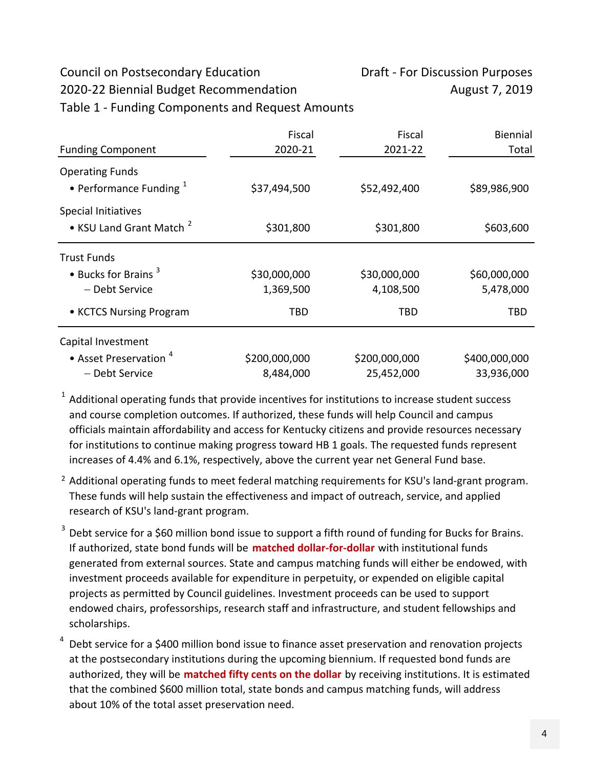Council on Postsecondary Education — Draft - For Discussion Purposes

2020-22 Biennial Budget Recommendation — August 7, 2019

Table 1 - Funding Components and Request Amounts

| Funding Component | Fiscal 2020-21 | Fiscal 2021-22 | Biennial Total |
|---|---|---|---|
| Operating Funds | | | |
| • Performance Funding [1] | $37,494,500 | $52,492,400 | $89,986,900 |
| Special Initiatives | | | |
| • KSU Land Grant Match [2] | $301,800 | $301,800 | $603,600 |
| Trust Funds | | | |
| • Bucks for Brains [3] | $30,000,000 | $30,000,000 | $60,000,000 |
| – Debt Service | 1,369,500 | 4,108,500 | 5,478,000 |
| • KCTCS Nursing Program | TBD | TBD | TBD |
| Capital Investment | | | |
| • Asset Preservation [4] | $200,000,000 | $200,000,000 | $400,000,000 |
| – Debt Service | 8,484,000 | 25,452,000 | 33,936,000 |

[1] Additional operating funds that provide incentives for institutions to increase student success and course completion outcomes. If authorized, these funds will help Council and campus officials maintain affordability and access for Kentucky citizens and provide resources necessary for institutions to continue making progress toward HB 1 goals. The requested funds represent increases of 4.4% and 6.1%, respectively, above the current year net General Fund base.

[2] Additional operating funds to meet federal matching requirements for KSU's land-grant program. These funds will help sustain the effectiveness and impact of outreach, service, and applied research of KSU's land-grant program.

[3] Debt service for a $60 million bond issue to support a fifth round of funding for Bucks for Brains. If authorized, state bond funds will be **matched dollar-for-dollar** with institutional funds generated from external sources. State and campus matching funds will either be endowed, with investment proceeds available for expenditure in perpetuity, or expended on eligible capital projects as permitted by Council guidelines. Investment proceeds can be used to support endowed chairs, professorships, research staff and infrastructure, and student fellowships and scholarships.

[4] Debt service for a $400 million bond issue to finance asset preservation and renovation projects at the postsecondary institutions during the upcoming biennium. If requested bond funds are authorized, they will be **matched fifty cents on the dollar** by receiving institutions. It is estimated that the combined $600 million total, state bonds and campus matching funds, will address about 10% of the total asset preservation need.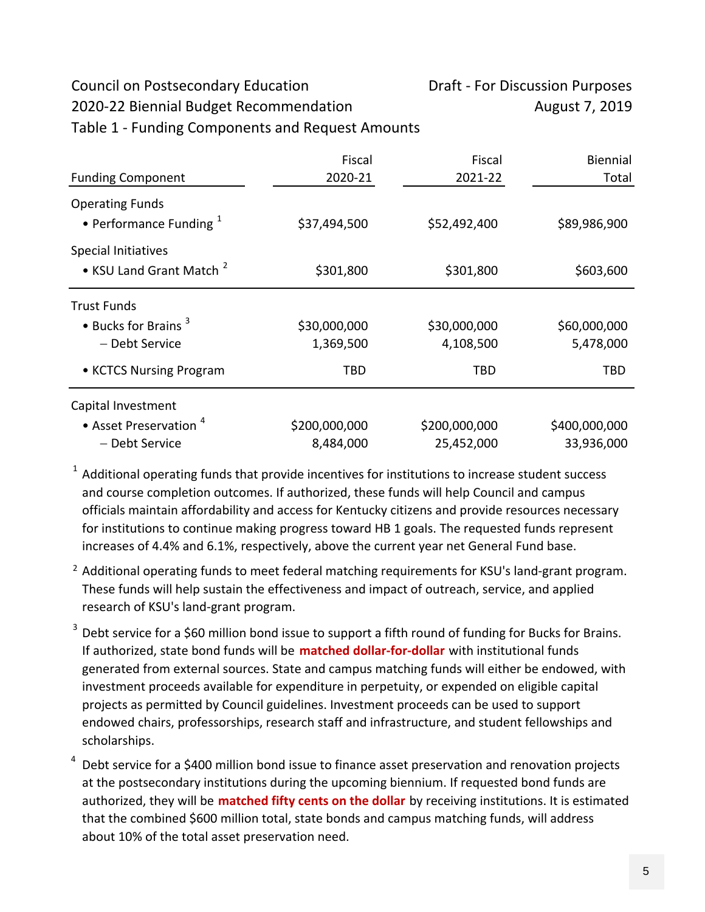Council on Postsecondary Education

2020-22 Biennial Budget Recommendation

Table 1 - Funding Components and Request Amounts

Draft - For Discussion Purposes

August 7, 2019

| Funding Component | Fiscal 2020-21 | Fiscal 2021-22 | Biennial Total |
|---|---|---|---|
| Operating Funds | | | |
| • Performance Funding [1] | $37,494,500 | $52,492,400 | $89,986,900 |
| Special Initiatives | | | |
| • KSU Land Grant Match [2] | $301,800 | $301,800 | $603,600 |
| Trust Funds | | | |
| • Bucks for Brains [3] | $30,000,000 | $30,000,000 | $60,000,000 |
| – Debt Service | 1,369,500 | 4,108,500 | 5,478,000 |
| • KCTCS Nursing Program | TBD | TBD | TBD |
| Capital Investment | | | |
| • Asset Preservation [4] | $200,000,000 | $200,000,000 | $400,000,000 |
| – Debt Service | 8,484,000 | 25,452,000 | 33,936,000 |

[1] Additional operating funds that provide incentives for institutions to increase student success and course completion outcomes. If authorized, these funds will help Council and campus officials maintain affordability and access for Kentucky citizens and provide resources necessary for institutions to continue making progress toward HB 1 goals. The requested funds represent increases of 4.4% and 6.1%, respectively, above the current year net General Fund base.

[2] Additional operating funds to meet federal matching requirements for KSU's land-grant program. These funds will help sustain the effectiveness and impact of outreach, service, and applied research of KSU's land-grant program.

[3] Debt service for a $60 million bond issue to support a fifth round of funding for Bucks for Brains. If authorized, state bond funds will be **matched dollar-for-dollar** with institutional funds generated from external sources. State and campus matching funds will either be endowed, with investment proceeds available for expenditure in perpetuity, or expended on eligible capital projects as permitted by Council guidelines. Investment proceeds can be used to support endowed chairs, professorships, research staff and infrastructure, and student fellowships and scholarships.

[4] Debt service for a $400 million bond issue to finance asset preservation and renovation projects at the postsecondary institutions during the upcoming biennium. If requested bond funds are authorized, they will be **matched fifty cents on the dollar** by receiving institutions. It is estimated that the combined $600 million total, state bonds and campus matching funds, will address about 10% of the total asset preservation need.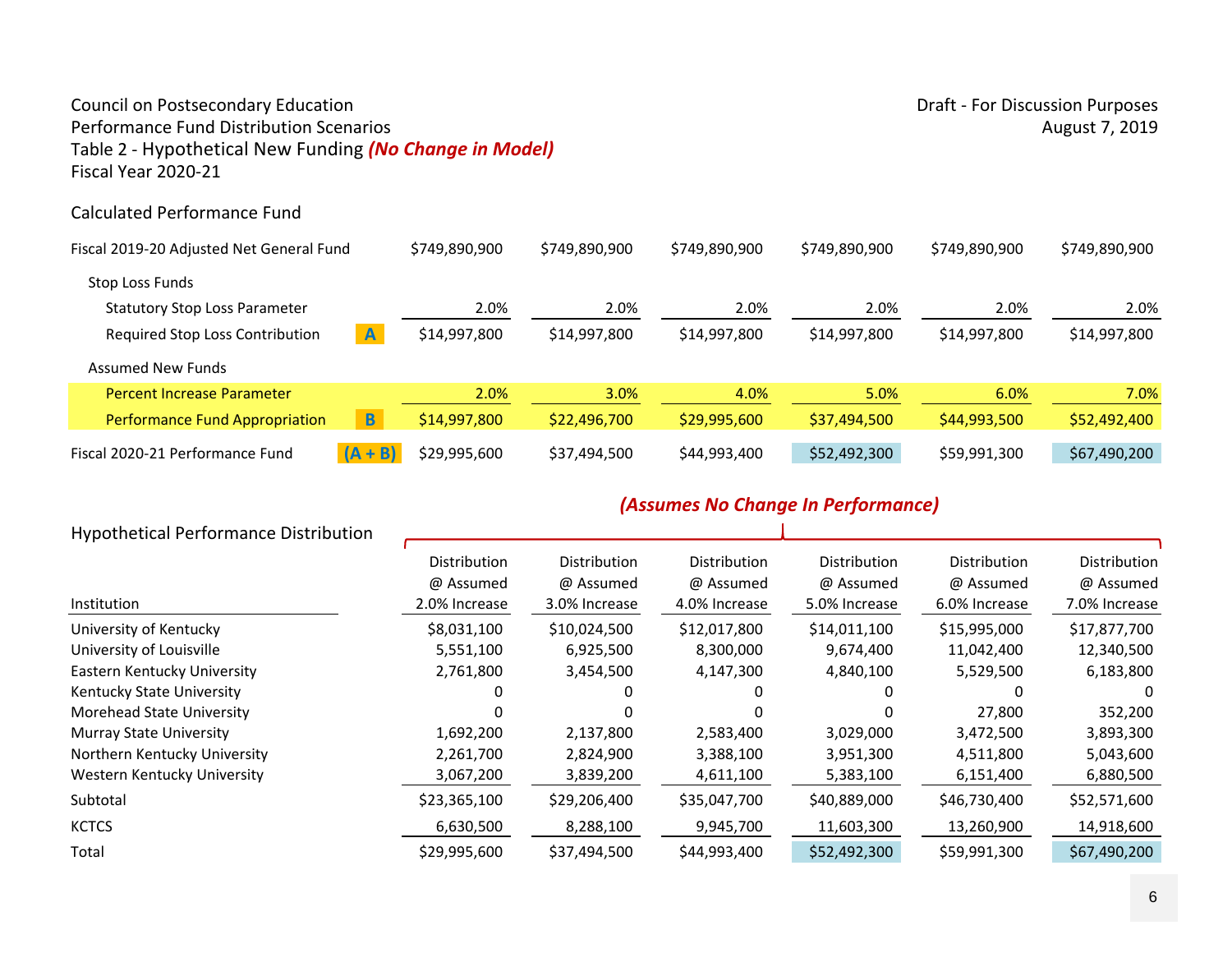Council on Postsecondary Education
Performance Fund Distribution Scenarios
Table 2 - Hypothetical New Funding ***(No Change in Model)***
Fiscal Year 2020-21

Draft - For Discussion Purposes
August 7, 2019

## Calculated Performance Fund

| | | | | | | | |
|---|---|---|---|---|---|---|---|
| Fiscal 2019-20 Adjusted Net General Fund | | $749,890,900 | $749,890,900 | $749,890,900 | $749,890,900 | $749,890,900 | $749,890,900 |
| Stop Loss Funds | | | | | | | |
| Statutory Stop Loss Parameter | | 2.0% | 2.0% | 2.0% | 2.0% | 2.0% | 2.0% |
| Required Stop Loss Contribution | A | $14,997,800 | $14,997,800 | $14,997,800 | $14,997,800 | $14,997,800 | $14,997,800 |
| Assumed New Funds | | | | | | | |
| Percent Increase Parameter | | 2.0% | 3.0% | 4.0% | 5.0% | 6.0% | 7.0% |
| Performance Fund Appropriation | B | $14,997,800 | $22,496,700 | $29,995,600 | $37,494,500 | $44,993,500 | $52,492,400 |
| Fiscal 2020-21 Performance Fund | (A + B) | $29,995,600 | $37,494,500 | $44,993,400 | $52,492,300 | $59,991,300 | $67,490,200 |

## Hypothetical Performance Distribution

***(Assumes No Change In Performance)***

| Institution | Distribution @ Assumed 2.0% Increase | Distribution @ Assumed 3.0% Increase | Distribution @ Assumed 4.0% Increase | Distribution @ Assumed 5.0% Increase | Distribution @ Assumed 6.0% Increase | Distribution @ Assumed 7.0% Increase |
|---|---|---|---|---|---|---|
| University of Kentucky | $8,031,100 | $10,024,500 | $12,017,800 | $14,011,100 | $15,995,000 | $17,877,700 |
| University of Louisville | 5,551,100 | 6,925,500 | 8,300,000 | 9,674,400 | 11,042,400 | 12,340,500 |
| Eastern Kentucky University | 2,761,800 | 3,454,500 | 4,147,300 | 4,840,100 | 5,529,500 | 6,183,800 |
| Kentucky State University | 0 | 0 | 0 | 0 | 0 | 0 |
| Morehead State University | 0 | 0 | 0 | 0 | 27,800 | 352,200 |
| Murray State University | 1,692,200 | 2,137,800 | 2,583,400 | 3,029,000 | 3,472,500 | 3,893,300 |
| Northern Kentucky University | 2,261,700 | 2,824,900 | 3,388,100 | 3,951,300 | 4,511,800 | 5,043,600 |
| Western Kentucky University | 3,067,200 | 3,839,200 | 4,611,100 | 5,383,100 | 6,151,400 | 6,880,500 |
| Subtotal | $23,365,100 | $29,206,400 | $35,047,700 | $40,889,000 | $46,730,400 | $52,571,600 |
| KCTCS | 6,630,500 | 8,288,100 | 9,945,700 | 11,603,300 | 13,260,900 | 14,918,600 |
| Total | $29,995,600 | $37,494,500 | $44,993,400 | $52,492,300 | $59,991,300 | $67,490,200 |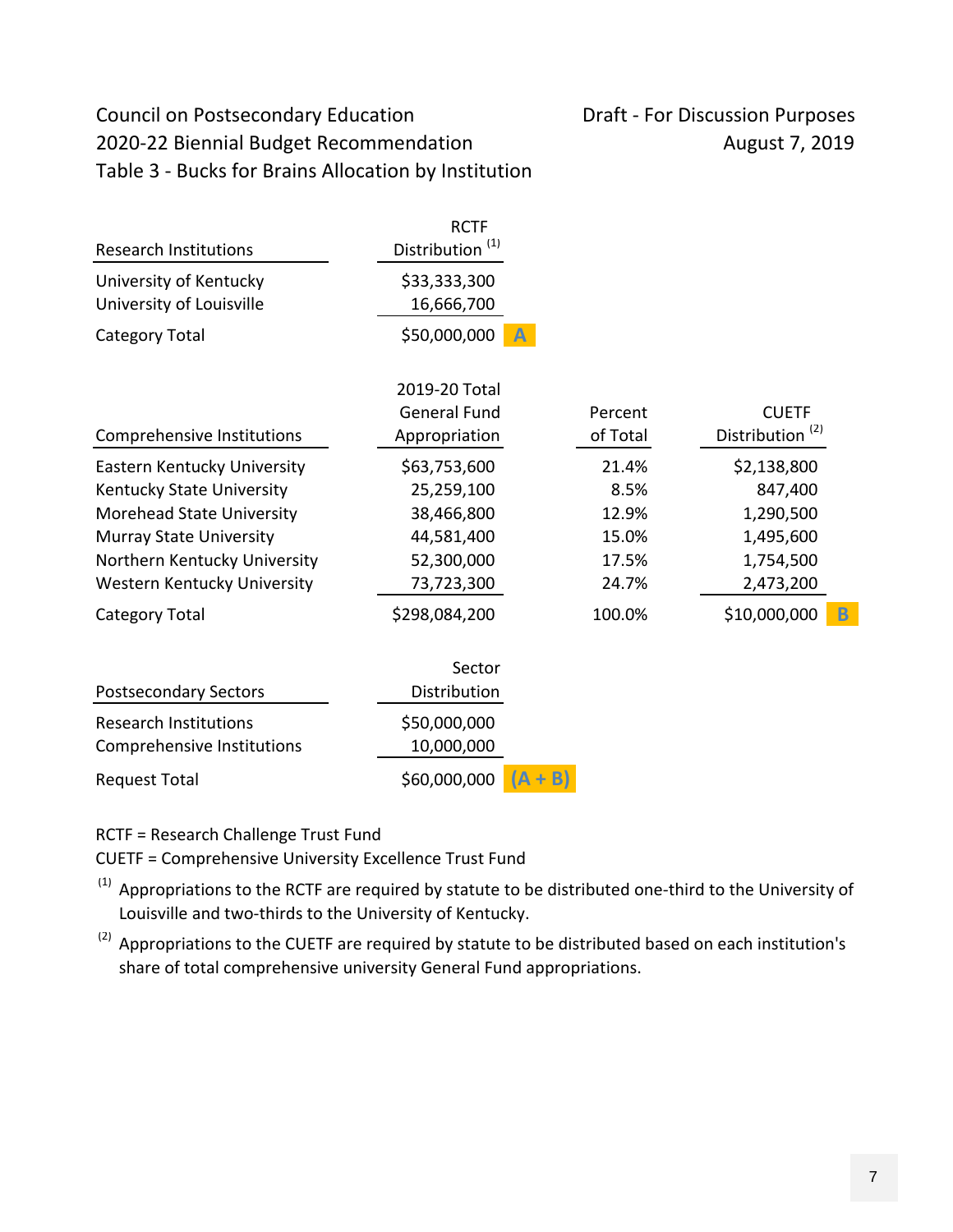Council on Postsecondary Education
2020-22 Biennial Budget Recommendation
Table 3 - Bucks for Brains Allocation by Institution

Draft - For Discussion Purposes
August 7, 2019

| Research Institutions | RCTF Distribution [1] | |
|---|---|---|
| University of Kentucky | $33,333,300 | |
| University of Louisville | 16,666,700 | |
| Category Total | $50,000,000 | A |

| Comprehensive Institutions | 2019-20 Total General Fund Appropriation | Percent of Total | CUETF Distribution [2] | |
|---|---|---|---|---|
| Eastern Kentucky University | $63,753,600 | 21.4% | $2,138,800 | |
| Kentucky State University | 25,259,100 | 8.5% | 847,400 | |
| Morehead State University | 38,466,800 | 12.9% | 1,290,500 | |
| Murray State University | 44,581,400 | 15.0% | 1,495,600 | |
| Northern Kentucky University | 52,300,000 | 17.5% | 1,754,500 | |
| Western Kentucky University | 73,723,300 | 24.7% | 2,473,200 | |
| Category Total | $298,084,200 | 100.0% | $10,000,000 | B |

| Postsecondary Sectors | Sector Distribution | |
|---|---|---|
| Research Institutions | $50,000,000 | |
| Comprehensive Institutions | 10,000,000 | |
| Request Total | $60,000,000 | (A + B) |

RCTF = Research Challenge Trust Fund
CUETF = Comprehensive University Excellence Trust Fund

[1] Appropriations to the RCTF are required by statute to be distributed one-third to the University of Louisville and two-thirds to the University of Kentucky.

[2] Appropriations to the CUETF are required by statute to be distributed based on each institution's share of total comprehensive university General Fund appropriations.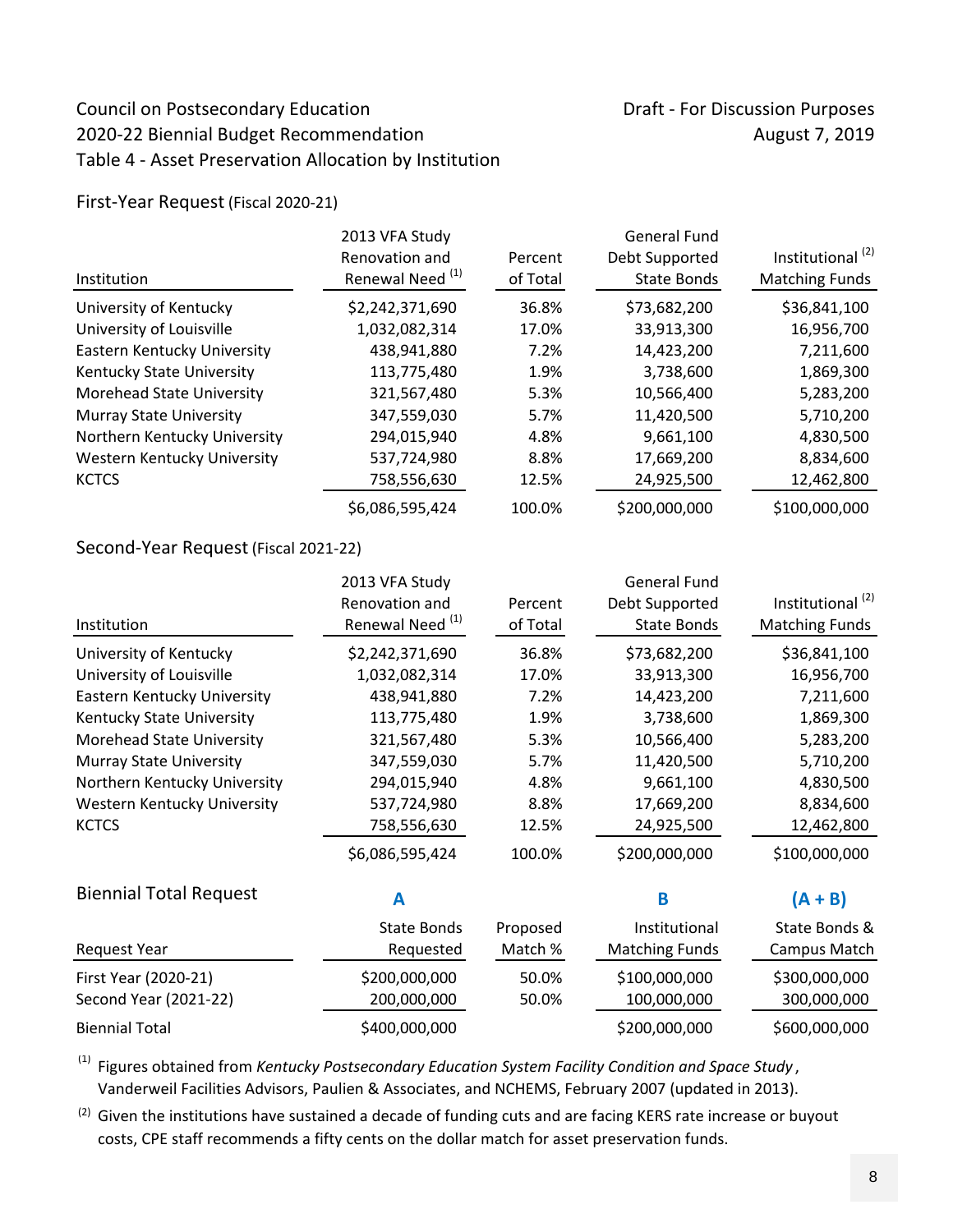Council on Postsecondary Education
2020-22 Biennial Budget Recommendation
Table 4 - Asset Preservation Allocation by Institution

Draft - For Discussion Purposes
August 7, 2019

## First-Year Request (Fiscal 2020-21)

| Institution | 2013 VFA Study Renovation and Renewal Need [1] | Percent of Total | General Fund Debt Supported State Bonds | Institutional [2] Matching Funds |
|---|---|---|---|---|
| University of Kentucky | $2,242,371,690 | 36.8% | $73,682,200 | $36,841,100 |
| University of Louisville | 1,032,082,314 | 17.0% | 33,913,300 | 16,956,700 |
| Eastern Kentucky University | 438,941,880 | 7.2% | 14,423,200 | 7,211,600 |
| Kentucky State University | 113,775,480 | 1.9% | 3,738,600 | 1,869,300 |
| Morehead State University | 321,567,480 | 5.3% | 10,566,400 | 5,283,200 |
| Murray State University | 347,559,030 | 5.7% | 11,420,500 | 5,710,200 |
| Northern Kentucky University | 294,015,940 | 4.8% | 9,661,100 | 4,830,500 |
| Western Kentucky University | 537,724,980 | 8.8% | 17,669,200 | 8,834,600 |
| KCTCS | 758,556,630 | 12.5% | 24,925,500 | 12,462,800 |
| | $6,086,595,424 | 100.0% | $200,000,000 | $100,000,000 |

## Second-Year Request (Fiscal 2021-22)

| Institution | 2013 VFA Study Renovation and Renewal Need [1] | Percent of Total | General Fund Debt Supported State Bonds | Institutional [2] Matching Funds |
|---|---|---|---|---|
| University of Kentucky | $2,242,371,690 | 36.8% | $73,682,200 | $36,841,100 |
| University of Louisville | 1,032,082,314 | 17.0% | 33,913,300 | 16,956,700 |
| Eastern Kentucky University | 438,941,880 | 7.2% | 14,423,200 | 7,211,600 |
| Kentucky State University | 113,775,480 | 1.9% | 3,738,600 | 1,869,300 |
| Morehead State University | 321,567,480 | 5.3% | 10,566,400 | 5,283,200 |
| Murray State University | 347,559,030 | 5.7% | 11,420,500 | 5,710,200 |
| Northern Kentucky University | 294,015,940 | 4.8% | 9,661,100 | 4,830,500 |
| Western Kentucky University | 537,724,980 | 8.8% | 17,669,200 | 8,834,600 |
| KCTCS | 758,556,630 | 12.5% | 24,925,500 | 12,462,800 |
| | $6,086,595,424 | 100.0% | $200,000,000 | $100,000,000 |

## Biennial Total Request

| | A | | B | (A + B) |
|---|---|---|---|---|
| Request Year | State Bonds Requested | Proposed Match % | Institutional Matching Funds | State Bonds & Campus Match |
| First Year (2020-21) | $200,000,000 | 50.0% | $100,000,000 | $300,000,000 |
| Second Year (2021-22) | 200,000,000 | 50.0% | 100,000,000 | 300,000,000 |
| Biennial Total | $400,000,000 | | $200,000,000 | $600,000,000 |

[1] Figures obtained from *Kentucky Postsecondary Education System Facility Condition and Space Study*, Vanderweil Facilities Advisors, Paulien & Associates, and NCHEMS, February 2007 (updated in 2013).

[2] Given the institutions have sustained a decade of funding cuts and are facing KERS rate increase or buyout costs, CPE staff recommends a fifty cents on the dollar match for asset preservation funds.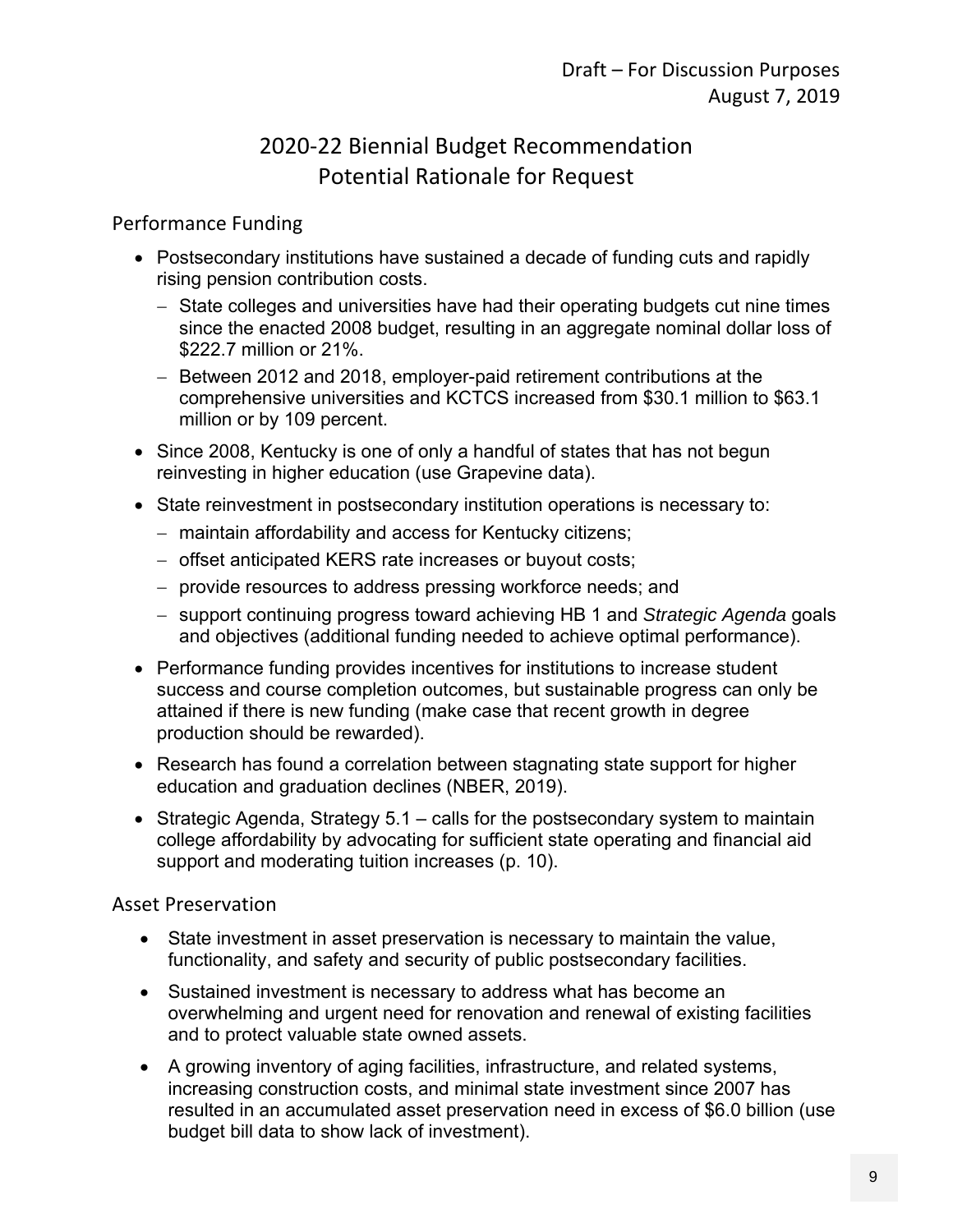Draft – For Discussion Purposes
August 7, 2019

# 2020-22 Biennial Budget Recommendation
## Potential Rationale for Request

### Performance Funding

- Postsecondary institutions have sustained a decade of funding cuts and rapidly rising pension contribution costs.
  - State colleges and universities have had their operating budgets cut nine times since the enacted 2008 budget, resulting in an aggregate nominal dollar loss of $222.7 million or 21%.
  - Between 2012 and 2018, employer-paid retirement contributions at the comprehensive universities and KCTCS increased from $30.1 million to $63.1 million or by 109 percent.
- Since 2008, Kentucky is one of only a handful of states that has not begun reinvesting in higher education (use Grapevine data).
- State reinvestment in postsecondary institution operations is necessary to:
  - maintain affordability and access for Kentucky citizens;
  - offset anticipated KERS rate increases or buyout costs;
  - provide resources to address pressing workforce needs; and
  - support continuing progress toward achieving HB 1 and *Strategic Agenda* goals and objectives (additional funding needed to achieve optimal performance).
- Performance funding provides incentives for institutions to increase student success and course completion outcomes, but sustainable progress can only be attained if there is new funding (make case that recent growth in degree production should be rewarded).
- Research has found a correlation between stagnating state support for higher education and graduation declines (NBER, 2019).
- Strategic Agenda, Strategy 5.1 – calls for the postsecondary system to maintain college affordability by advocating for sufficient state operating and financial aid support and moderating tuition increases (p. 10).

### Asset Preservation

- State investment in asset preservation is necessary to maintain the value, functionality, and safety and security of public postsecondary facilities.
- Sustained investment is necessary to address what has become an overwhelming and urgent need for renovation and renewal of existing facilities and to protect valuable state owned assets.
- A growing inventory of aging facilities, infrastructure, and related systems, increasing construction costs, and minimal state investment since 2007 has resulted in an accumulated asset preservation need in excess of $6.0 billion (use budget bill data to show lack of investment).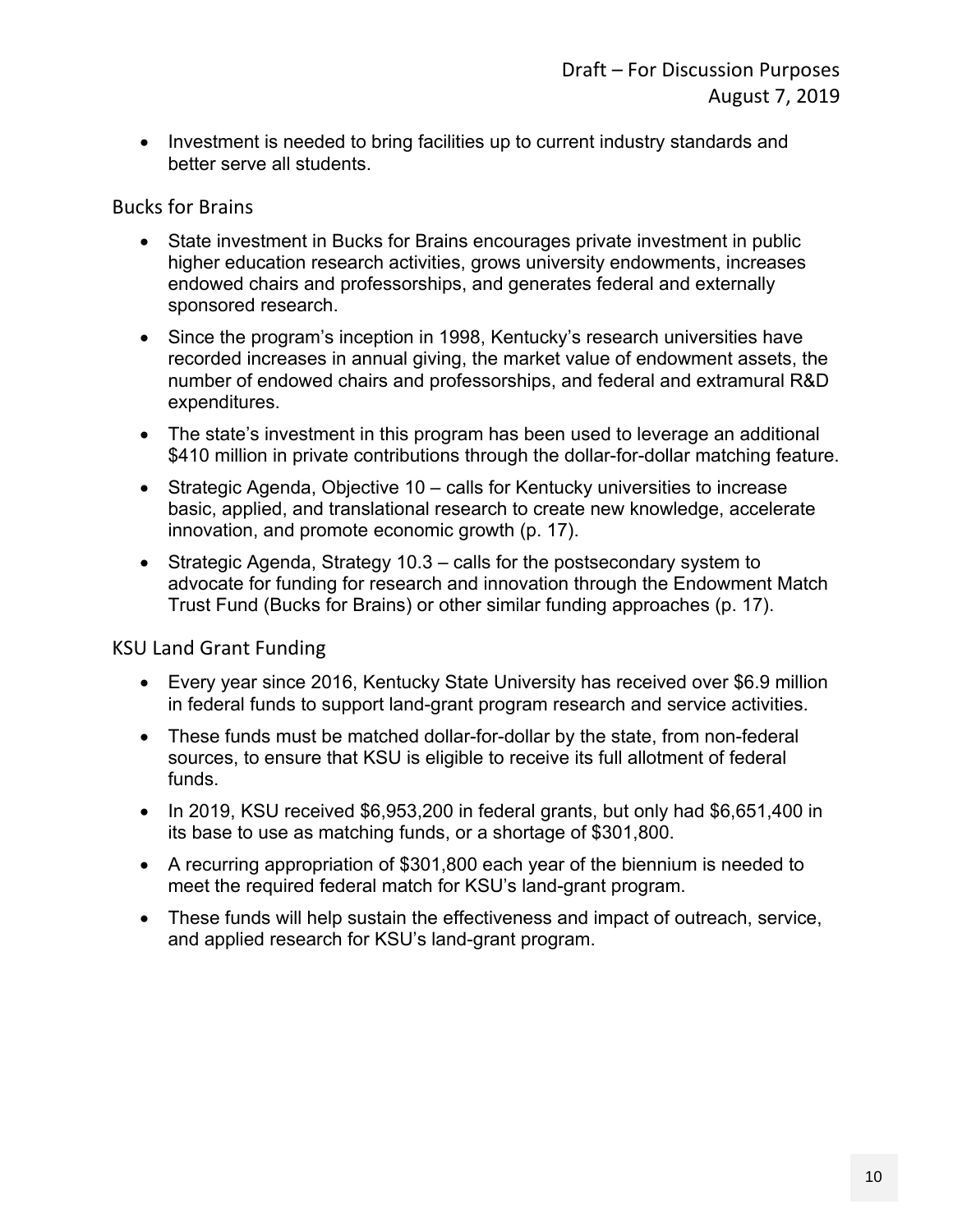- Investment is needed to bring facilities up to current industry standards and better serve all students.

### Bucks for Brains

- State investment in Bucks for Brains encourages private investment in public higher education research activities, grows university endowments, increases endowed chairs and professorships, and generates federal and externally sponsored research.
- Since the program's inception in 1998, Kentucky's research universities have recorded increases in annual giving, the market value of endowment assets, the number of endowed chairs and professorships, and federal and extramural R&D expenditures.
- The state's investment in this program has been used to leverage an additional $410 million in private contributions through the dollar-for-dollar matching feature.
- Strategic Agenda, Objective 10 – calls for Kentucky universities to increase basic, applied, and translational research to create new knowledge, accelerate innovation, and promote economic growth (p. 17).
- Strategic Agenda, Strategy 10.3 – calls for the postsecondary system to advocate for funding for research and innovation through the Endowment Match Trust Fund (Bucks for Brains) or other similar funding approaches (p. 17).

### KSU Land Grant Funding

- Every year since 2016, Kentucky State University has received over $6.9 million in federal funds to support land-grant program research and service activities.
- These funds must be matched dollar-for-dollar by the state, from non-federal sources, to ensure that KSU is eligible to receive its full allotment of federal funds.
- In 2019, KSU received $6,953,200 in federal grants, but only had $6,651,400 in its base to use as matching funds, or a shortage of $301,800.
- A recurring appropriation of $301,800 each year of the biennium is needed to meet the required federal match for KSU's land-grant program.
- These funds will help sustain the effectiveness and impact of outreach, service, and applied research for KSU's land-grant program.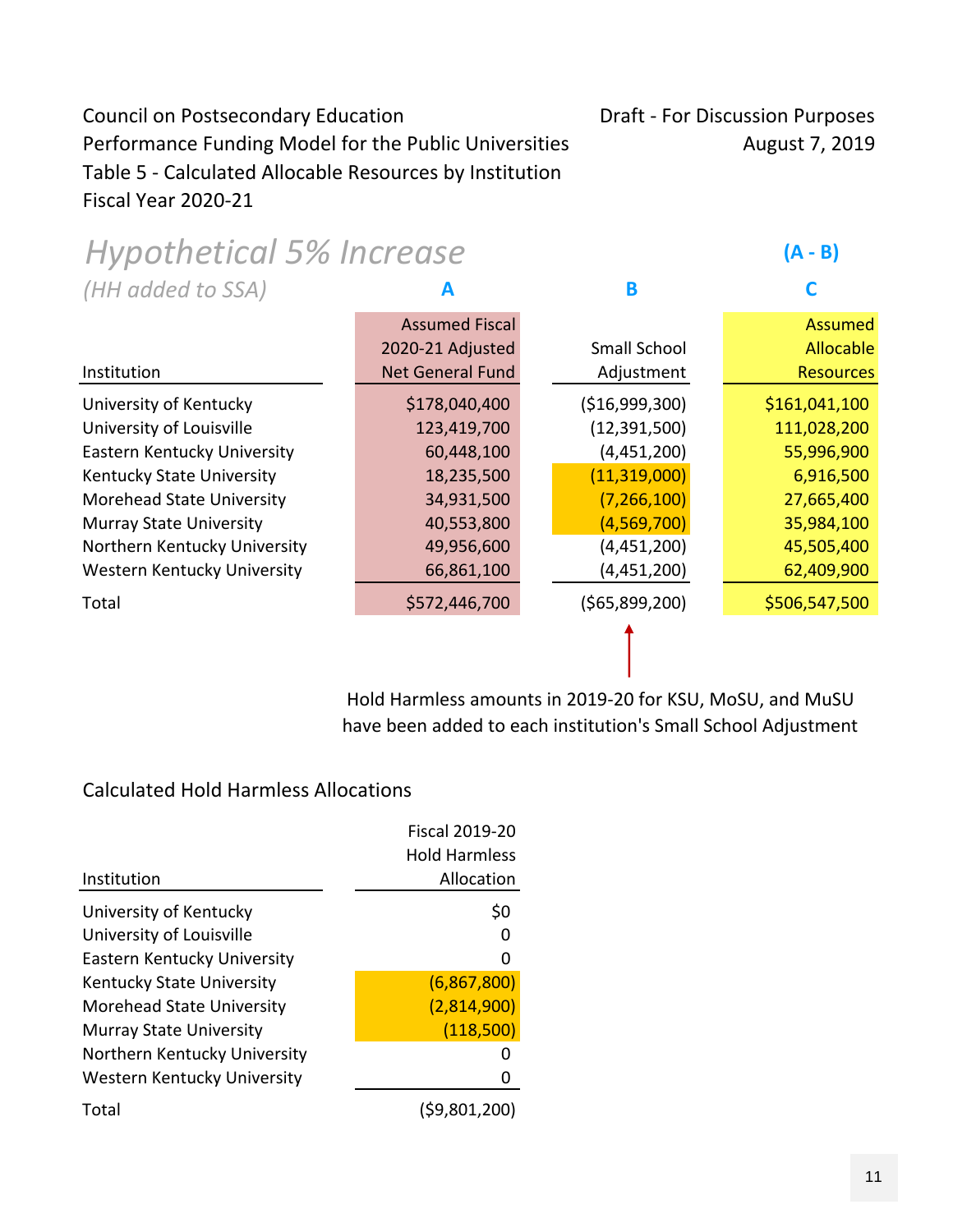Council on Postsecondary Education
Performance Funding Model for the Public Universities
Table 5 - Calculated Allocable Resources by Institution
Fiscal Year 2020-21

Draft - For Discussion Purposes
August 7, 2019

## *Hypothetical 5% Increase*

*(HH added to SSA)*

| | A | B | C (A - B) |
|---|---|---|---|
| Institution | Assumed Fiscal 2020-21 Adjusted Net General Fund | Small School Adjustment | Assumed Allocable Resources |
| University of Kentucky | $178,040,400 | ($16,999,300) | $161,041,100 |
| University of Louisville | 123,419,700 | (12,391,500) | 111,028,200 |
| Eastern Kentucky University | 60,448,100 | (4,451,200) | 55,996,900 |
| Kentucky State University | 18,235,500 | (11,319,000) | 6,916,500 |
| Morehead State University | 34,931,500 | (7,266,100) | 27,665,400 |
| Murray State University | 40,553,800 | (4,569,700) | 35,984,100 |
| Northern Kentucky University | 49,956,600 | (4,451,200) | 45,505,400 |
| Western Kentucky University | 66,861,100 | (4,451,200) | 62,409,900 |
| Total | $572,446,700 | ($65,899,200) | $506,547,500 |

Hold Harmless amounts in 2019-20 for KSU, MoSU, and MuSU have been added to each institution's Small School Adjustment

### Calculated Hold Harmless Allocations

| Institution | Fiscal 2019-20 Hold Harmless Allocation |
|---|---|
| University of Kentucky | $0 |
| University of Louisville | 0 |
| Eastern Kentucky University | 0 |
| Kentucky State University | (6,867,800) |
| Morehead State University | (2,814,900) |
| Murray State University | (118,500) |
| Northern Kentucky University | 0 |
| Western Kentucky University | 0 |
| Total | ($9,801,200) |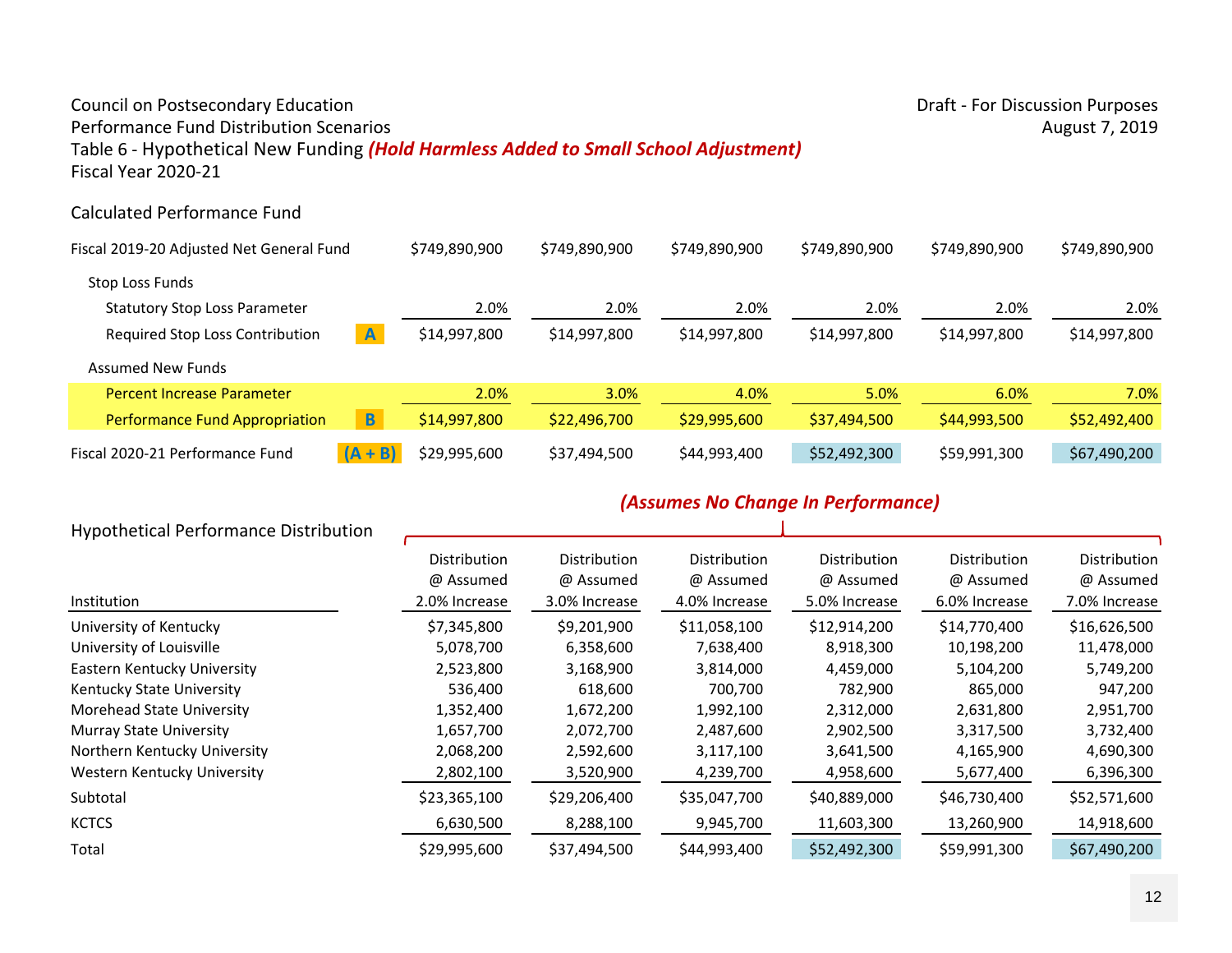Council on Postsecondary Education
Performance Fund Distribution Scenarios
Table 6 - Hypothetical New Funding ***(Hold Harmless Added to Small School Adjustment)***
Fiscal Year 2020-21

Draft - For Discussion Purposes
August 7, 2019

## Calculated Performance Fund

| | | | | | | | |
|---|---|---|---|---|---|---|---|
| Fiscal 2019-20 Adjusted Net General Fund | | $749,890,900 | $749,890,900 | $749,890,900 | $749,890,900 | $749,890,900 | $749,890,900 |
| Stop Loss Funds | | | | | | | |
| Statutory Stop Loss Parameter | | 2.0% | 2.0% | 2.0% | 2.0% | 2.0% | 2.0% |
| Required Stop Loss Contribution | A | $14,997,800 | $14,997,800 | $14,997,800 | $14,997,800 | $14,997,800 | $14,997,800 |
| Assumed New Funds | | | | | | | |
| Percent Increase Parameter | | 2.0% | 3.0% | 4.0% | 5.0% | 6.0% | 7.0% |
| Performance Fund Appropriation | B | $14,997,800 | $22,496,700 | $29,995,600 | $37,494,500 | $44,993,500 | $52,492,400 |
| Fiscal 2020-21 Performance Fund | (A + B) | $29,995,600 | $37,494,500 | $44,993,400 | $52,492,300 | $59,991,300 | $67,490,200 |

## Hypothetical Performance Distribution

***(Assumes No Change In Performance)***

| Institution | Distribution @ Assumed 2.0% Increase | Distribution @ Assumed 3.0% Increase | Distribution @ Assumed 4.0% Increase | Distribution @ Assumed 5.0% Increase | Distribution @ Assumed 6.0% Increase | Distribution @ Assumed 7.0% Increase |
|---|---|---|---|---|---|---|
| University of Kentucky | $7,345,800 | $9,201,900 | $11,058,100 | $12,914,200 | $14,770,400 | $16,626,500 |
| University of Louisville | 5,078,700 | 6,358,600 | 7,638,400 | 8,918,300 | 10,198,200 | 11,478,000 |
| Eastern Kentucky University | 2,523,800 | 3,168,900 | 3,814,000 | 4,459,000 | 5,104,200 | 5,749,200 |
| Kentucky State University | 536,400 | 618,600 | 700,700 | 782,900 | 865,000 | 947,200 |
| Morehead State University | 1,352,400 | 1,672,200 | 1,992,100 | 2,312,000 | 2,631,800 | 2,951,700 |
| Murray State University | 1,657,700 | 2,072,700 | 2,487,600 | 2,902,500 | 3,317,500 | 3,732,400 |
| Northern Kentucky University | 2,068,200 | 2,592,600 | 3,117,100 | 3,641,500 | 4,165,900 | 4,690,300 |
| Western Kentucky University | 2,802,100 | 3,520,900 | 4,239,700 | 4,958,600 | 5,677,400 | 6,396,300 |
| Subtotal | $23,365,100 | $29,206,400 | $35,047,700 | $40,889,000 | $46,730,400 | $52,571,600 |
| KCTCS | 6,630,500 | 8,288,100 | 9,945,700 | 11,603,300 | 13,260,900 | 14,918,600 |
| Total | $29,995,600 | $37,494,500 | $44,993,400 | $52,492,300 | $59,991,300 | $67,490,200 |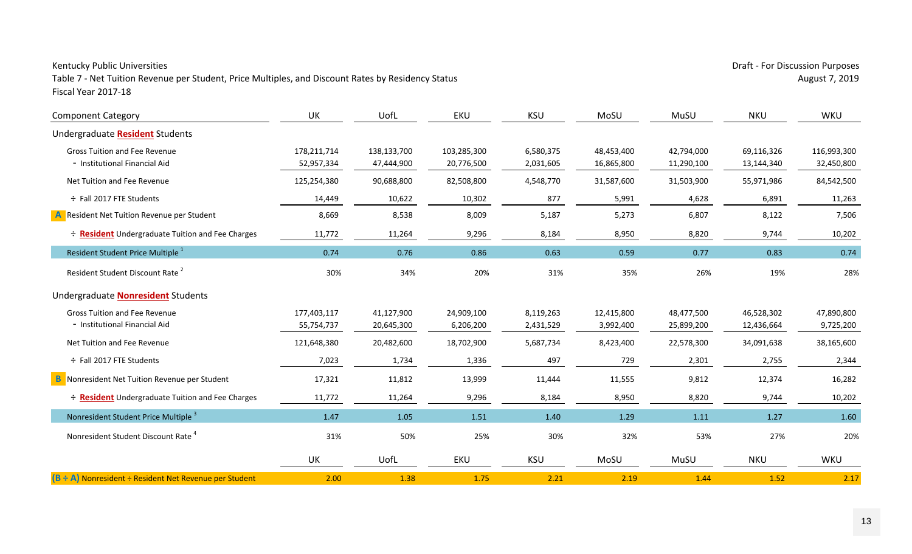Kentucky Public Universities

Table 7 - Net Tuition Revenue per Student, Price Multiples, and Discount Rates by Residency Status

Fiscal Year 2017-18

Draft - For Discussion Purposes

August 7, 2019

| Component Category | UK | UofL | EKU | KSU | MoSU | MuSU | NKU | WKU |
|---|---|---|---|---|---|---|---|---|
| **Undergraduate Resident Students** | | | | | | | | |
| Gross Tuition and Fee Revenue | 178,211,714 | 138,133,700 | 103,285,300 | 6,580,375 | 48,453,400 | 42,794,000 | 69,116,326 | 116,993,300 |
| - Institutional Financial Aid | 52,957,334 | 47,444,900 | 20,776,500 | 2,031,605 | 16,865,800 | 11,290,100 | 13,144,340 | 32,450,800 |
| Net Tuition and Fee Revenue | 125,254,380 | 90,688,800 | 82,508,800 | 4,548,770 | 31,587,600 | 31,503,900 | 55,971,986 | 84,542,500 |
| ÷ Fall 2017 FTE Students | 14,449 | 10,622 | 10,302 | 877 | 5,991 | 4,628 | 6,891 | 11,263 |
| **A** Resident Net Tuition Revenue per Student | 8,669 | 8,538 | 8,009 | 5,187 | 5,273 | 6,807 | 8,122 | 7,506 |
| ÷ **Resident** Undergraduate Tuition and Fee Charges | 11,772 | 11,264 | 9,296 | 8,184 | 8,950 | 8,820 | 9,744 | 10,202 |
| Resident Student Price Multiple [1] | 0.74 | 0.76 | 0.86 | 0.63 | 0.59 | 0.77 | 0.83 | 0.74 |
| Resident Student Discount Rate [2] | 30% | 34% | 20% | 31% | 35% | 26% | 19% | 28% |
| **Undergraduate Nonresident Students** | | | | | | | | |
| Gross Tuition and Fee Revenue | 177,403,117 | 41,127,900 | 24,909,100 | 8,119,263 | 12,415,800 | 48,477,500 | 46,528,302 | 47,890,800 |
| - Institutional Financial Aid | 55,754,737 | 20,645,300 | 6,206,200 | 2,431,529 | 3,992,400 | 25,899,200 | 12,436,664 | 9,725,200 |
| Net Tuition and Fee Revenue | 121,648,380 | 20,482,600 | 18,702,900 | 5,687,734 | 8,423,400 | 22,578,300 | 34,091,638 | 38,165,600 |
| ÷ Fall 2017 FTE Students | 7,023 | 1,734 | 1,336 | 497 | 729 | 2,301 | 2,755 | 2,344 |
| **B** Nonresident Net Tuition Revenue per Student | 17,321 | 11,812 | 13,999 | 11,444 | 11,555 | 9,812 | 12,374 | 16,282 |
| ÷ **Resident** Undergraduate Tuition and Fee Charges | 11,772 | 11,264 | 9,296 | 8,184 | 8,950 | 8,820 | 9,744 | 10,202 |
| Nonresident Student Price Multiple [3] | 1.47 | 1.05 | 1.51 | 1.40 | 1.29 | 1.11 | 1.27 | 1.60 |
| Nonresident Student Discount Rate [4] | 31% | 50% | 25% | 30% | 32% | 53% | 27% | 20% |
| | **UK** | **UofL** | **EKU** | **KSU** | **MoSU** | **MuSU** | **NKU** | **WKU** |
| **(B ÷ A)** Nonresident ÷ Resident Net Revenue per Student | 2.00 | 1.38 | 1.75 | 2.21 | 2.19 | 1.44 | 1.52 | 2.17 |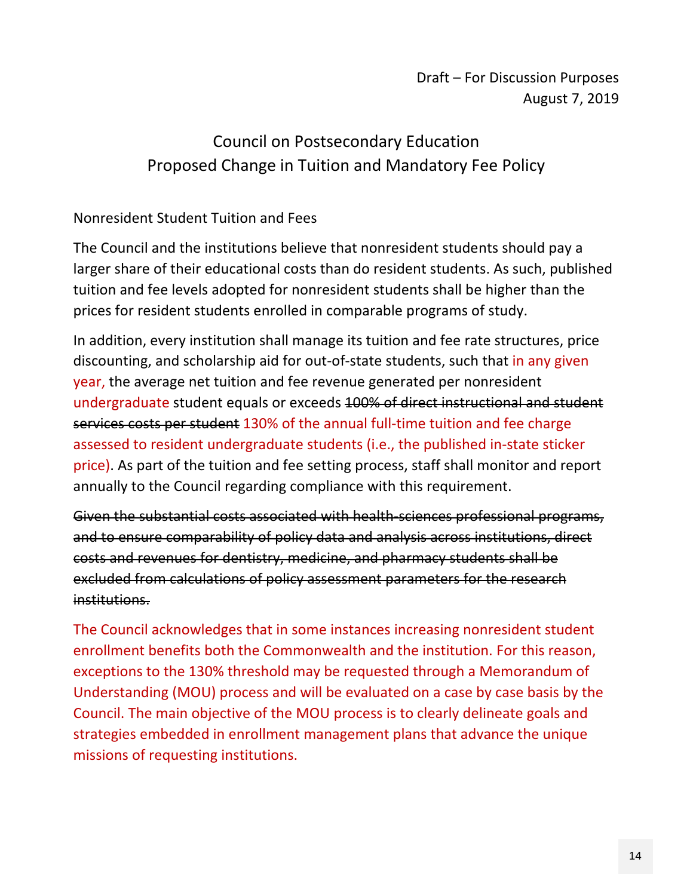Draft – For Discussion Purposes
August 7, 2019

# Council on Postsecondary Education
# Proposed Change in Tuition and Mandatory Fee Policy

Nonresident Student Tuition and Fees

The Council and the institutions believe that nonresident students should pay a larger share of their educational costs than do resident students. As such, published tuition and fee levels adopted for nonresident students shall be higher than the prices for resident students enrolled in comparable programs of study.

In addition, every institution shall manage its tuition and fee rate structures, price discounting, and scholarship aid for out-of-state students, such that in any given year, the average net tuition and fee revenue generated per nonresident undergraduate student equals or exceeds ~~100% of direct instructional and student services costs per student~~ 130% of the annual full-time tuition and fee charge assessed to resident undergraduate students (i.e., the published in-state sticker price). As part of the tuition and fee setting process, staff shall monitor and report annually to the Council regarding compliance with this requirement.

~~Given the substantial costs associated with health-sciences professional programs, and to ensure comparability of policy data and analysis across institutions, direct costs and revenues for dentistry, medicine, and pharmacy students shall be excluded from calculations of policy assessment parameters for the research institutions.~~

The Council acknowledges that in some instances increasing nonresident student enrollment benefits both the Commonwealth and the institution. For this reason, exceptions to the 130% threshold may be requested through a Memorandum of Understanding (MOU) process and will be evaluated on a case by case basis by the Council. The main objective of the MOU process is to clearly delineate goals and strategies embedded in enrollment management plans that advance the unique missions of requesting institutions.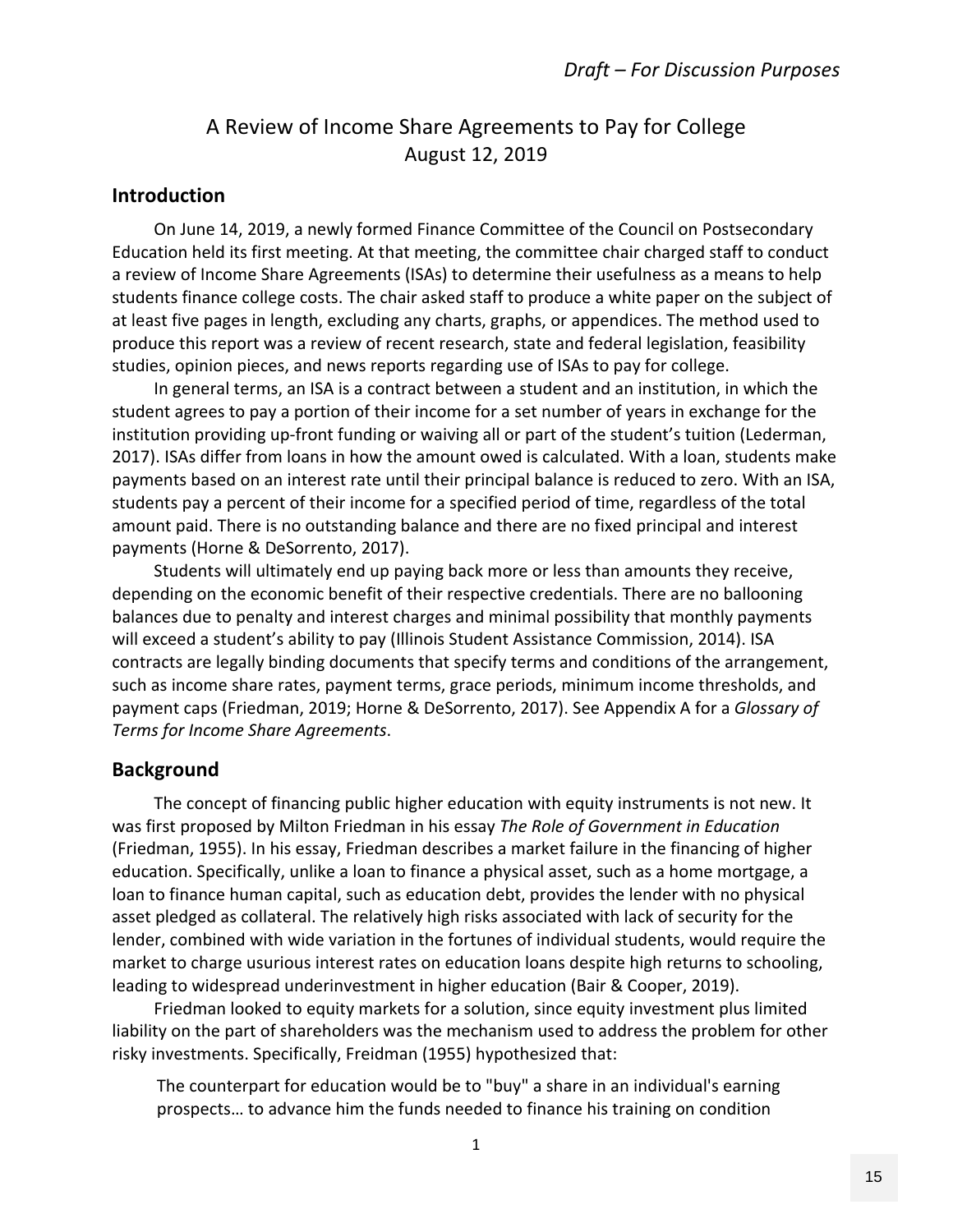# A Review of Income Share Agreements to Pay for College
August 12, 2019

## Introduction

On June 14, 2019, a newly formed Finance Committee of the Council on Postsecondary Education held its first meeting. At that meeting, the committee chair charged staff to conduct a review of Income Share Agreements (ISAs) to determine their usefulness as a means to help students finance college costs. The chair asked staff to produce a white paper on the subject of at least five pages in length, excluding any charts, graphs, or appendices. The method used to produce this report was a review of recent research, state and federal legislation, feasibility studies, opinion pieces, and news reports regarding use of ISAs to pay for college.

In general terms, an ISA is a contract between a student and an institution, in which the student agrees to pay a portion of their income for a set number of years in exchange for the institution providing up-front funding or waiving all or part of the student's tuition (Lederman, 2017). ISAs differ from loans in how the amount owed is calculated. With a loan, students make payments based on an interest rate until their principal balance is reduced to zero. With an ISA, students pay a percent of their income for a specified period of time, regardless of the total amount paid. There is no outstanding balance and there are no fixed principal and interest payments (Horne & DeSorrento, 2017).

Students will ultimately end up paying back more or less than amounts they receive, depending on the economic benefit of their respective credentials. There are no ballooning balances due to penalty and interest charges and minimal possibility that monthly payments will exceed a student's ability to pay (Illinois Student Assistance Commission, 2014). ISA contracts are legally binding documents that specify terms and conditions of the arrangement, such as income share rates, payment terms, grace periods, minimum income thresholds, and payment caps (Friedman, 2019; Horne & DeSorrento, 2017). See Appendix A for a *Glossary of Terms for Income Share Agreements*.

## Background

The concept of financing public higher education with equity instruments is not new. It was first proposed by Milton Friedman in his essay *The Role of Government in Education* (Friedman, 1955). In his essay, Friedman describes a market failure in the financing of higher education. Specifically, unlike a loan to finance a physical asset, such as a home mortgage, a loan to finance human capital, such as education debt, provides the lender with no physical asset pledged as collateral. The relatively high risks associated with lack of security for the lender, combined with wide variation in the fortunes of individual students, would require the market to charge usurious interest rates on education loans despite high returns to schooling, leading to widespread underinvestment in higher education (Bair & Cooper, 2019).

Friedman looked to equity markets for a solution, since equity investment plus limited liability on the part of shareholders was the mechanism used to address the problem for other risky investments. Specifically, Freidman (1955) hypothesized that:

> The counterpart for education would be to "buy" a share in an individual's earning prospects… to advance him the funds needed to finance his training on condition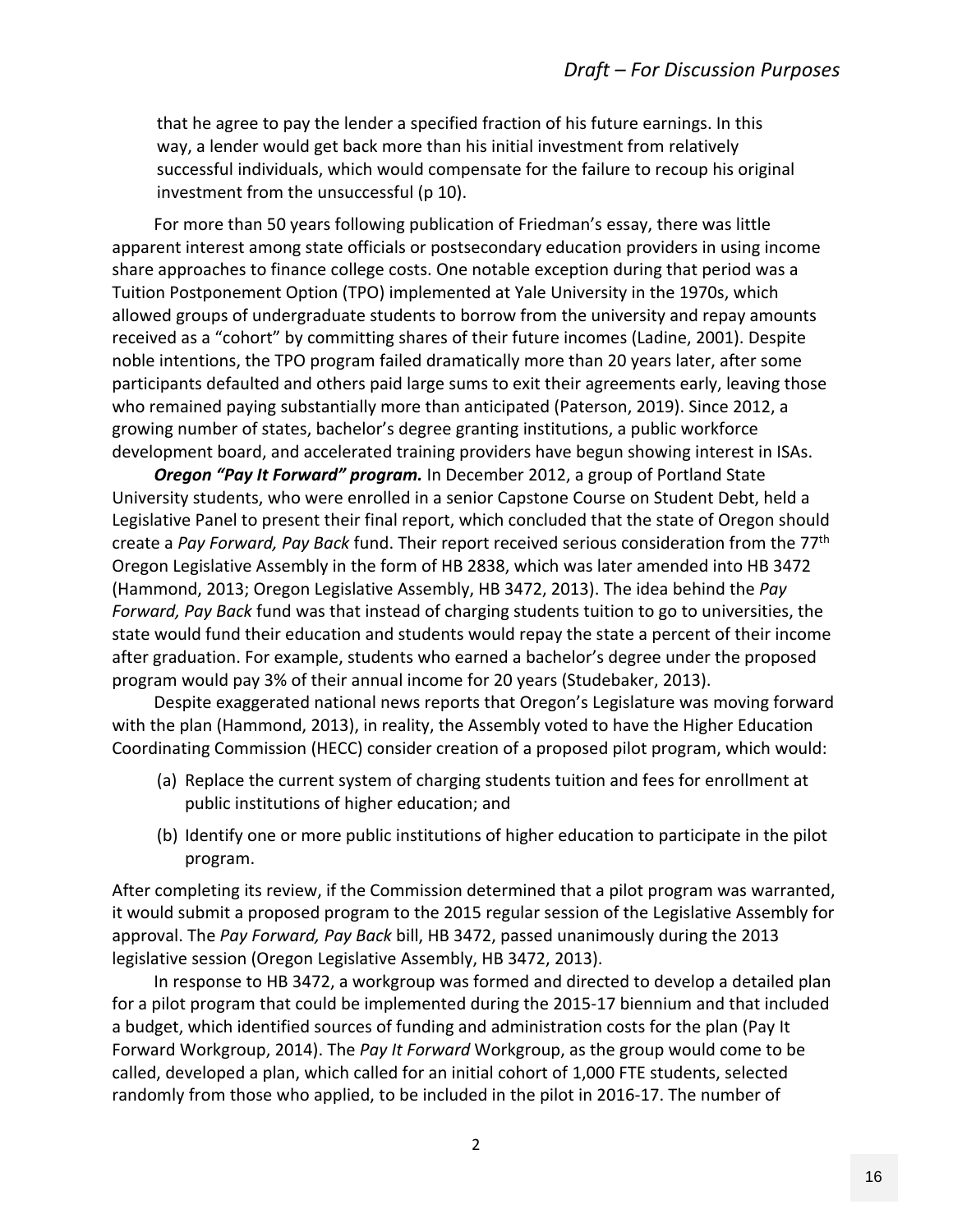> that he agree to pay the lender a specified fraction of his future earnings. In this way, a lender would get back more than his initial investment from relatively successful individuals, which would compensate for the failure to recoup his original investment from the unsuccessful (p 10).

For more than 50 years following publication of Friedman's essay, there was little apparent interest among state officials or postsecondary education providers in using income share approaches to finance college costs. One notable exception during that period was a Tuition Postponement Option (TPO) implemented at Yale University in the 1970s, which allowed groups of undergraduate students to borrow from the university and repay amounts received as a "cohort" by committing shares of their future incomes (Ladine, 2001). Despite noble intentions, the TPO program failed dramatically more than 20 years later, after some participants defaulted and others paid large sums to exit their agreements early, leaving those who remained paying substantially more than anticipated (Paterson, 2019). Since 2012, a growing number of states, bachelor's degree granting institutions, a public workforce development board, and accelerated training providers have begun showing interest in ISAs.

***Oregon "Pay It Forward" program.*** In December 2012, a group of Portland State University students, who were enrolled in a senior Capstone Course on Student Debt, held a Legislative Panel to present their final report, which concluded that the state of Oregon should create a *Pay Forward, Pay Back* fund. Their report received serious consideration from the 77th Oregon Legislative Assembly in the form of HB 2838, which was later amended into HB 3472 (Hammond, 2013; Oregon Legislative Assembly, HB 3472, 2013). The idea behind the *Pay Forward, Pay Back* fund was that instead of charging students tuition to go to universities, the state would fund their education and students would repay the state a percent of their income after graduation. For example, students who earned a bachelor's degree under the proposed program would pay 3% of their annual income for 20 years (Studebaker, 2013).

Despite exaggerated national news reports that Oregon's Legislature was moving forward with the plan (Hammond, 2013), in reality, the Assembly voted to have the Higher Education Coordinating Commission (HECC) consider creation of a proposed pilot program, which would:

(a) Replace the current system of charging students tuition and fees for enrollment at public institutions of higher education; and

(b) Identify one or more public institutions of higher education to participate in the pilot program.

After completing its review, if the Commission determined that a pilot program was warranted, it would submit a proposed program to the 2015 regular session of the Legislative Assembly for approval. The *Pay Forward, Pay Back* bill, HB 3472, passed unanimously during the 2013 legislative session (Oregon Legislative Assembly, HB 3472, 2013).

In response to HB 3472, a workgroup was formed and directed to develop a detailed plan for a pilot program that could be implemented during the 2015-17 biennium and that included a budget, which identified sources of funding and administration costs for the plan (Pay It Forward Workgroup, 2014). The *Pay It Forward* Workgroup, as the group would come to be called, developed a plan, which called for an initial cohort of 1,000 FTE students, selected randomly from those who applied, to be included in the pilot in 2016-17. The number of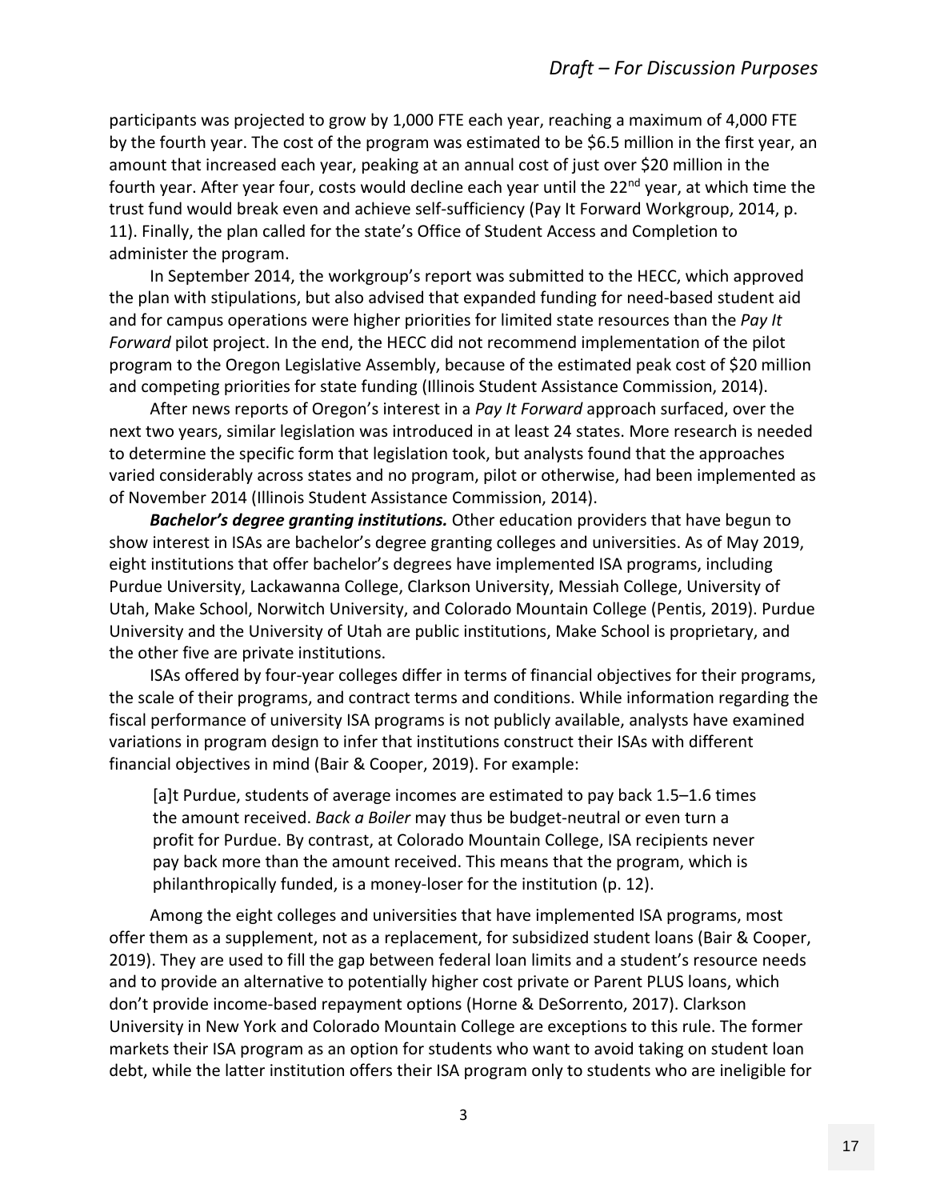participants was projected to grow by 1,000 FTE each year, reaching a maximum of 4,000 FTE by the fourth year. The cost of the program was estimated to be $6.5 million in the first year, an amount that increased each year, peaking at an annual cost of just over $20 million in the fourth year. After year four, costs would decline each year until the 22nd year, at which time the trust fund would break even and achieve self-sufficiency (Pay It Forward Workgroup, 2014, p. 11). Finally, the plan called for the state's Office of Student Access and Completion to administer the program.

In September 2014, the workgroup's report was submitted to the HECC, which approved the plan with stipulations, but also advised that expanded funding for need-based student aid and for campus operations were higher priorities for limited state resources than the *Pay It Forward* pilot project. In the end, the HECC did not recommend implementation of the pilot program to the Oregon Legislative Assembly, because of the estimated peak cost of $20 million and competing priorities for state funding (Illinois Student Assistance Commission, 2014).

After news reports of Oregon's interest in a *Pay It Forward* approach surfaced, over the next two years, similar legislation was introduced in at least 24 states. More research is needed to determine the specific form that legislation took, but analysts found that the approaches varied considerably across states and no program, pilot or otherwise, had been implemented as of November 2014 (Illinois Student Assistance Commission, 2014).

***Bachelor's degree granting institutions.*** Other education providers that have begun to show interest in ISAs are bachelor's degree granting colleges and universities. As of May 2019, eight institutions that offer bachelor's degrees have implemented ISA programs, including Purdue University, Lackawanna College, Clarkson University, Messiah College, University of Utah, Make School, Norwitch University, and Colorado Mountain College (Pentis, 2019). Purdue University and the University of Utah are public institutions, Make School is proprietary, and the other five are private institutions.

ISAs offered by four-year colleges differ in terms of financial objectives for their programs, the scale of their programs, and contract terms and conditions. While information regarding the fiscal performance of university ISA programs is not publicly available, analysts have examined variations in program design to infer that institutions construct their ISAs with different financial objectives in mind (Bair & Cooper, 2019). For example:

> [a]t Purdue, students of average incomes are estimated to pay back 1.5–1.6 times the amount received. *Back a Boiler* may thus be budget-neutral or even turn a profit for Purdue. By contrast, at Colorado Mountain College, ISA recipients never pay back more than the amount received. This means that the program, which is philanthropically funded, is a money-loser for the institution (p. 12).

Among the eight colleges and universities that have implemented ISA programs, most offer them as a supplement, not as a replacement, for subsidized student loans (Bair & Cooper, 2019). They are used to fill the gap between federal loan limits and a student's resource needs and to provide an alternative to potentially higher cost private or Parent PLUS loans, which don't provide income-based repayment options (Horne & DeSorrento, 2017). Clarkson University in New York and Colorado Mountain College are exceptions to this rule. The former markets their ISA program as an option for students who want to avoid taking on student loan debt, while the latter institution offers their ISA program only to students who are ineligible for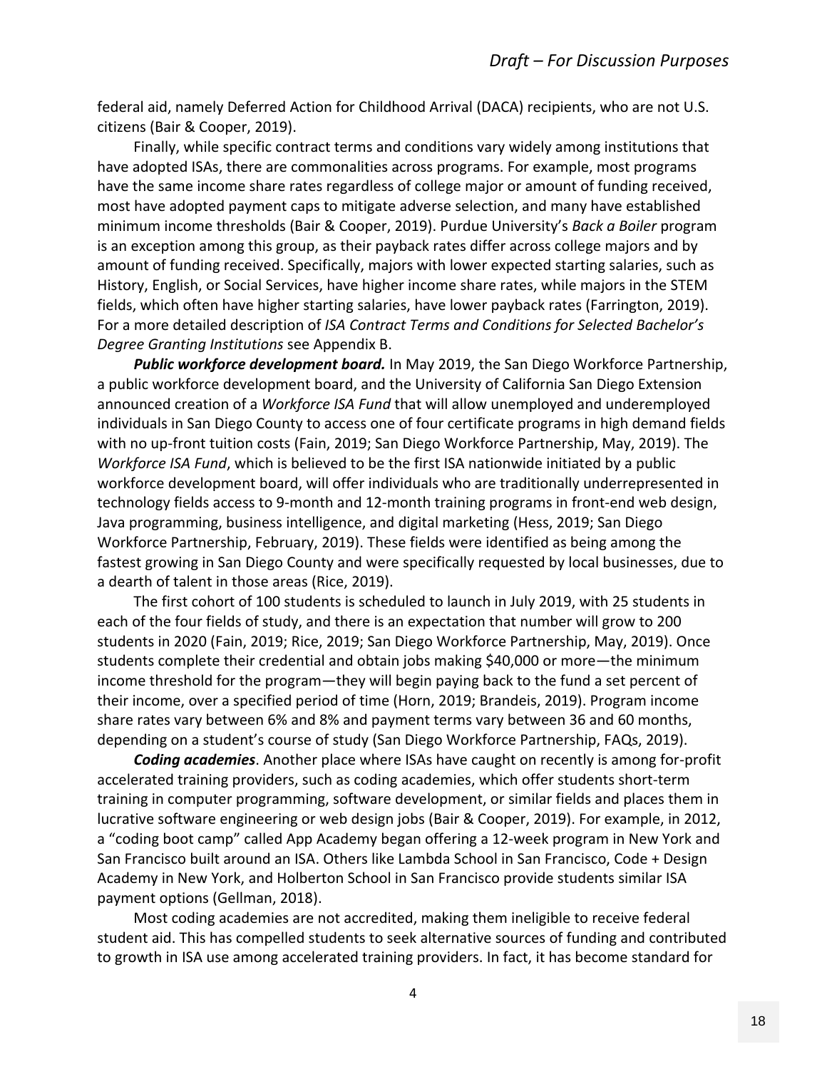federal aid, namely Deferred Action for Childhood Arrival (DACA) recipients, who are not U.S. citizens (Bair & Cooper, 2019).

Finally, while specific contract terms and conditions vary widely among institutions that have adopted ISAs, there are commonalities across programs. For example, most programs have the same income share rates regardless of college major or amount of funding received, most have adopted payment caps to mitigate adverse selection, and many have established minimum income thresholds (Bair & Cooper, 2019). Purdue University's *Back a Boiler* program is an exception among this group, as their payback rates differ across college majors and by amount of funding received. Specifically, majors with lower expected starting salaries, such as History, English, or Social Services, have higher income share rates, while majors in the STEM fields, which often have higher starting salaries, have lower payback rates (Farrington, 2019). For a more detailed description of *ISA Contract Terms and Conditions for Selected Bachelor's Degree Granting Institutions* see Appendix B.

***Public workforce development board.*** In May 2019, the San Diego Workforce Partnership, a public workforce development board, and the University of California San Diego Extension announced creation of a *Workforce ISA Fund* that will allow unemployed and underemployed individuals in San Diego County to access one of four certificate programs in high demand fields with no up-front tuition costs (Fain, 2019; San Diego Workforce Partnership, May, 2019). The *Workforce ISA Fund*, which is believed to be the first ISA nationwide initiated by a public workforce development board, will offer individuals who are traditionally underrepresented in technology fields access to 9-month and 12-month training programs in front-end web design, Java programming, business intelligence, and digital marketing (Hess, 2019; San Diego Workforce Partnership, February, 2019). These fields were identified as being among the fastest growing in San Diego County and were specifically requested by local businesses, due to a dearth of talent in those areas (Rice, 2019).

The first cohort of 100 students is scheduled to launch in July 2019, with 25 students in each of the four fields of study, and there is an expectation that number will grow to 200 students in 2020 (Fain, 2019; Rice, 2019; San Diego Workforce Partnership, May, 2019). Once students complete their credential and obtain jobs making $40,000 or more—the minimum income threshold for the program—they will begin paying back to the fund a set percent of their income, over a specified period of time (Horn, 2019; Brandeis, 2019). Program income share rates vary between 6% and 8% and payment terms vary between 36 and 60 months, depending on a student's course of study (San Diego Workforce Partnership, FAQs, 2019).

***Coding academies***. Another place where ISAs have caught on recently is among for-profit accelerated training providers, such as coding academies, which offer students short-term training in computer programming, software development, or similar fields and places them in lucrative software engineering or web design jobs (Bair & Cooper, 2019). For example, in 2012, a "coding boot camp" called App Academy began offering a 12-week program in New York and San Francisco built around an ISA. Others like Lambda School in San Francisco, Code + Design Academy in New York, and Holberton School in San Francisco provide students similar ISA payment options (Gellman, 2018).

Most coding academies are not accredited, making them ineligible to receive federal student aid. This has compelled students to seek alternative sources of funding and contributed to growth in ISA use among accelerated training providers. In fact, it has become standard for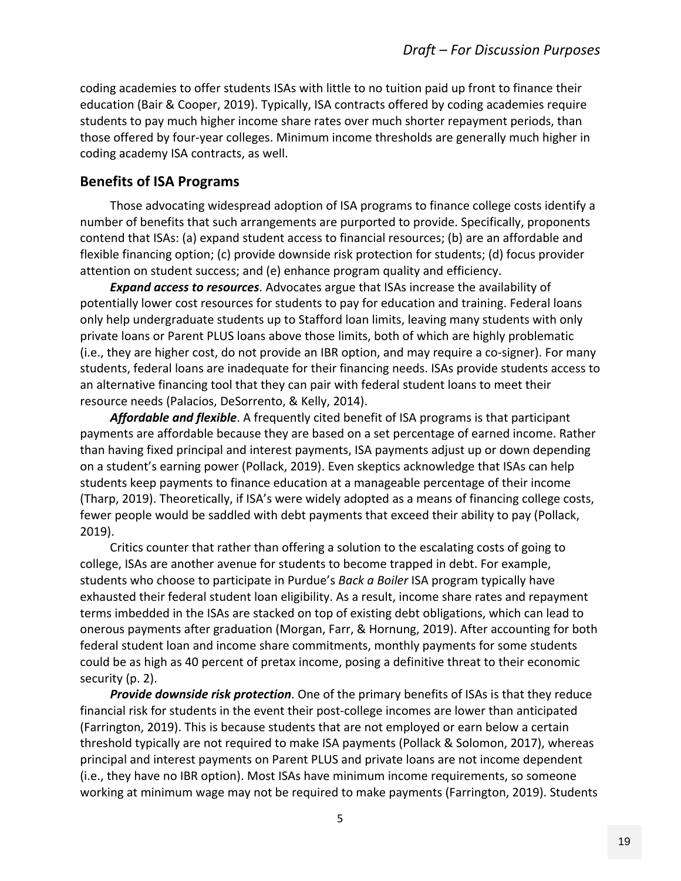coding academies to offer students ISAs with little to no tuition paid up front to finance their education (Bair & Cooper, 2019). Typically, ISA contracts offered by coding academies require students to pay much higher income share rates over much shorter repayment periods, than those offered by four-year colleges. Minimum income thresholds are generally much higher in coding academy ISA contracts, as well.

## Benefits of ISA Programs

Those advocating widespread adoption of ISA programs to finance college costs identify a number of benefits that such arrangements are purported to provide. Specifically, proponents contend that ISAs: (a) expand student access to financial resources; (b) are an affordable and flexible financing option; (c) provide downside risk protection for students; (d) focus provider attention on student success; and (e) enhance program quality and efficiency.

***Expand access to resources***. Advocates argue that ISAs increase the availability of potentially lower cost resources for students to pay for education and training. Federal loans only help undergraduate students up to Stafford loan limits, leaving many students with only private loans or Parent PLUS loans above those limits, both of which are highly problematic (i.e., they are higher cost, do not provide an IBR option, and may require a co-signer). For many students, federal loans are inadequate for their financing needs. ISAs provide students access to an alternative financing tool that they can pair with federal student loans to meet their resource needs (Palacios, DeSorrento, & Kelly, 2014).

***Affordable and flexible***. A frequently cited benefit of ISA programs is that participant payments are affordable because they are based on a set percentage of earned income. Rather than having fixed principal and interest payments, ISA payments adjust up or down depending on a student's earning power (Pollack, 2019). Even skeptics acknowledge that ISAs can help students keep payments to finance education at a manageable percentage of their income (Tharp, 2019). Theoretically, if ISA's were widely adopted as a means of financing college costs, fewer people would be saddled with debt payments that exceed their ability to pay (Pollack, 2019).

Critics counter that rather than offering a solution to the escalating costs of going to college, ISAs are another avenue for students to become trapped in debt. For example, students who choose to participate in Purdue's *Back a Boiler* ISA program typically have exhausted their federal student loan eligibility. As a result, income share rates and repayment terms imbedded in the ISAs are stacked on top of existing debt obligations, which can lead to onerous payments after graduation (Morgan, Farr, & Hornung, 2019). After accounting for both federal student loan and income share commitments, monthly payments for some students could be as high as 40 percent of pretax income, posing a definitive threat to their economic security (p. 2).

***Provide downside risk protection***. One of the primary benefits of ISAs is that they reduce financial risk for students in the event their post-college incomes are lower than anticipated (Farrington, 2019). This is because students that are not employed or earn below a certain threshold typically are not required to make ISA payments (Pollack & Solomon, 2017), whereas principal and interest payments on Parent PLUS and private loans are not income dependent (i.e., they have no IBR option). Most ISAs have minimum income requirements, so someone working at minimum wage may not be required to make payments (Farrington, 2019). Students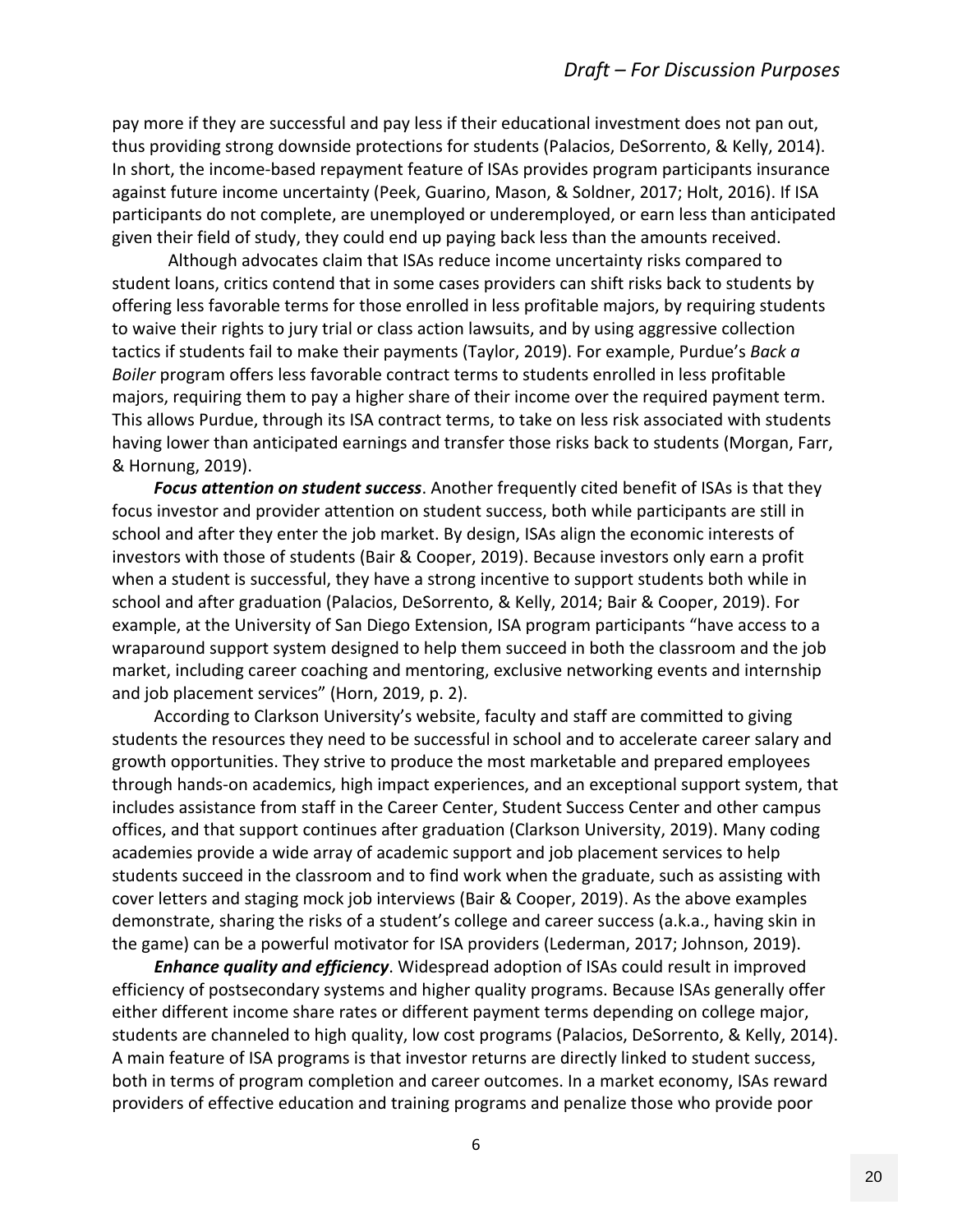pay more if they are successful and pay less if their educational investment does not pan out, thus providing strong downside protections for students (Palacios, DeSorrento, & Kelly, 2014). In short, the income-based repayment feature of ISAs provides program participants insurance against future income uncertainty (Peek, Guarino, Mason, & Soldner, 2017; Holt, 2016). If ISA participants do not complete, are unemployed or underemployed, or earn less than anticipated given their field of study, they could end up paying back less than the amounts received.

Although advocates claim that ISAs reduce income uncertainty risks compared to student loans, critics contend that in some cases providers can shift risks back to students by offering less favorable terms for those enrolled in less profitable majors, by requiring students to waive their rights to jury trial or class action lawsuits, and by using aggressive collection tactics if students fail to make their payments (Taylor, 2019). For example, Purdue's *Back a Boiler* program offers less favorable contract terms to students enrolled in less profitable majors, requiring them to pay a higher share of their income over the required payment term. This allows Purdue, through its ISA contract terms, to take on less risk associated with students having lower than anticipated earnings and transfer those risks back to students (Morgan, Farr, & Hornung, 2019).

***Focus attention on student success***. Another frequently cited benefit of ISAs is that they focus investor and provider attention on student success, both while participants are still in school and after they enter the job market. By design, ISAs align the economic interests of investors with those of students (Bair & Cooper, 2019). Because investors only earn a profit when a student is successful, they have a strong incentive to support students both while in school and after graduation (Palacios, DeSorrento, & Kelly, 2014; Bair & Cooper, 2019). For example, at the University of San Diego Extension, ISA program participants "have access to a wraparound support system designed to help them succeed in both the classroom and the job market, including career coaching and mentoring, exclusive networking events and internship and job placement services" (Horn, 2019, p. 2).

According to Clarkson University's website, faculty and staff are committed to giving students the resources they need to be successful in school and to accelerate career salary and growth opportunities. They strive to produce the most marketable and prepared employees through hands-on academics, high impact experiences, and an exceptional support system, that includes assistance from staff in the Career Center, Student Success Center and other campus offices, and that support continues after graduation (Clarkson University, 2019). Many coding academies provide a wide array of academic support and job placement services to help students succeed in the classroom and to find work when the graduate, such as assisting with cover letters and staging mock job interviews (Bair & Cooper, 2019). As the above examples demonstrate, sharing the risks of a student's college and career success (a.k.a., having skin in the game) can be a powerful motivator for ISA providers (Lederman, 2017; Johnson, 2019).

***Enhance quality and efficiency***. Widespread adoption of ISAs could result in improved efficiency of postsecondary systems and higher quality programs. Because ISAs generally offer either different income share rates or different payment terms depending on college major, students are channeled to high quality, low cost programs (Palacios, DeSorrento, & Kelly, 2014). A main feature of ISA programs is that investor returns are directly linked to student success, both in terms of program completion and career outcomes. In a market economy, ISAs reward providers of effective education and training programs and penalize those who provide poor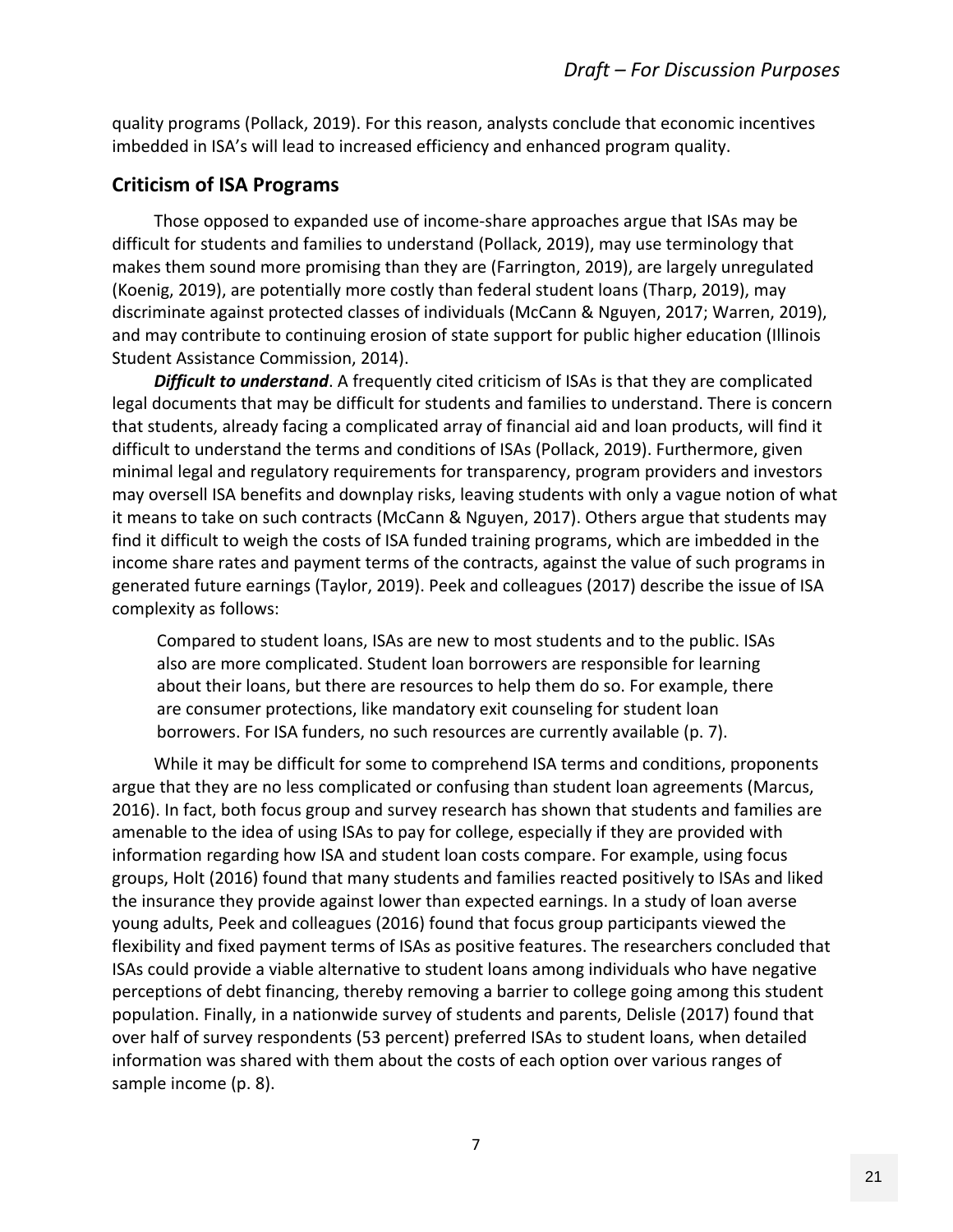quality programs (Pollack, 2019). For this reason, analysts conclude that economic incentives imbedded in ISA's will lead to increased efficiency and enhanced program quality.

## Criticism of ISA Programs

Those opposed to expanded use of income-share approaches argue that ISAs may be difficult for students and families to understand (Pollack, 2019), may use terminology that makes them sound more promising than they are (Farrington, 2019), are largely unregulated (Koenig, 2019), are potentially more costly than federal student loans (Tharp, 2019), may discriminate against protected classes of individuals (McCann & Nguyen, 2017; Warren, 2019), and may contribute to continuing erosion of state support for public higher education (Illinois Student Assistance Commission, 2014).

***Difficult to understand***. A frequently cited criticism of ISAs is that they are complicated legal documents that may be difficult for students and families to understand. There is concern that students, already facing a complicated array of financial aid and loan products, will find it difficult to understand the terms and conditions of ISAs (Pollack, 2019). Furthermore, given minimal legal and regulatory requirements for transparency, program providers and investors may oversell ISA benefits and downplay risks, leaving students with only a vague notion of what it means to take on such contracts (McCann & Nguyen, 2017). Others argue that students may find it difficult to weigh the costs of ISA funded training programs, which are imbedded in the income share rates and payment terms of the contracts, against the value of such programs in generated future earnings (Taylor, 2019). Peek and colleagues (2017) describe the issue of ISA complexity as follows:

> Compared to student loans, ISAs are new to most students and to the public. ISAs also are more complicated. Student loan borrowers are responsible for learning about their loans, but there are resources to help them do so. For example, there are consumer protections, like mandatory exit counseling for student loan borrowers. For ISA funders, no such resources are currently available (p. 7).

While it may be difficult for some to comprehend ISA terms and conditions, proponents argue that they are no less complicated or confusing than student loan agreements (Marcus, 2016). In fact, both focus group and survey research has shown that students and families are amenable to the idea of using ISAs to pay for college, especially if they are provided with information regarding how ISA and student loan costs compare. For example, using focus groups, Holt (2016) found that many students and families reacted positively to ISAs and liked the insurance they provide against lower than expected earnings. In a study of loan averse young adults, Peek and colleagues (2016) found that focus group participants viewed the flexibility and fixed payment terms of ISAs as positive features. The researchers concluded that ISAs could provide a viable alternative to student loans among individuals who have negative perceptions of debt financing, thereby removing a barrier to college going among this student population. Finally, in a nationwide survey of students and parents, Delisle (2017) found that over half of survey respondents (53 percent) preferred ISAs to student loans, when detailed information was shared with them about the costs of each option over various ranges of sample income (p. 8).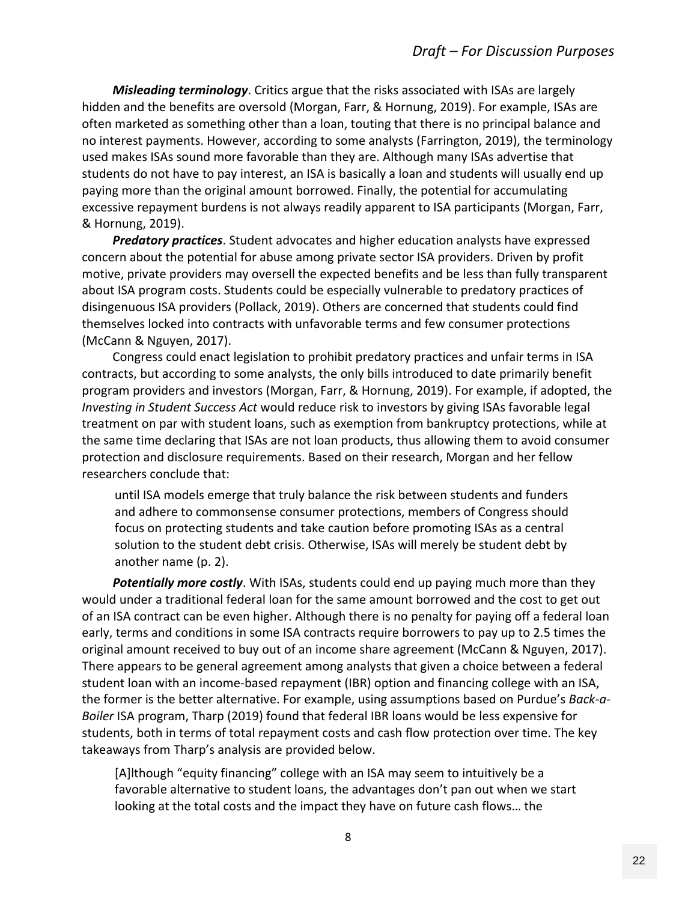***Misleading terminology***. Critics argue that the risks associated with ISAs are largely hidden and the benefits are oversold (Morgan, Farr, & Hornung, 2019). For example, ISAs are often marketed as something other than a loan, touting that there is no principal balance and no interest payments. However, according to some analysts (Farrington, 2019), the terminology used makes ISAs sound more favorable than they are. Although many ISAs advertise that students do not have to pay interest, an ISA is basically a loan and students will usually end up paying more than the original amount borrowed. Finally, the potential for accumulating excessive repayment burdens is not always readily apparent to ISA participants (Morgan, Farr, & Hornung, 2019).

***Predatory practices***. Student advocates and higher education analysts have expressed concern about the potential for abuse among private sector ISA providers. Driven by profit motive, private providers may oversell the expected benefits and be less than fully transparent about ISA program costs. Students could be especially vulnerable to predatory practices of disingenuous ISA providers (Pollack, 2019). Others are concerned that students could find themselves locked into contracts with unfavorable terms and few consumer protections (McCann & Nguyen, 2017).

Congress could enact legislation to prohibit predatory practices and unfair terms in ISA contracts, but according to some analysts, the only bills introduced to date primarily benefit program providers and investors (Morgan, Farr, & Hornung, 2019). For example, if adopted, the *Investing in Student Success Act* would reduce risk to investors by giving ISAs favorable legal treatment on par with student loans, such as exemption from bankruptcy protections, while at the same time declaring that ISAs are not loan products, thus allowing them to avoid consumer protection and disclosure requirements. Based on their research, Morgan and her fellow researchers conclude that:

> until ISA models emerge that truly balance the risk between students and funders and adhere to commonsense consumer protections, members of Congress should focus on protecting students and take caution before promoting ISAs as a central solution to the student debt crisis. Otherwise, ISAs will merely be student debt by another name (p. 2).

***Potentially more costly***. With ISAs, students could end up paying much more than they would under a traditional federal loan for the same amount borrowed and the cost to get out of an ISA contract can be even higher. Although there is no penalty for paying off a federal loan early, terms and conditions in some ISA contracts require borrowers to pay up to 2.5 times the original amount received to buy out of an income share agreement (McCann & Nguyen, 2017). There appears to be general agreement among analysts that given a choice between a federal student loan with an income-based repayment (IBR) option and financing college with an ISA, the former is the better alternative. For example, using assumptions based on Purdue's *Back-a-Boiler* ISA program, Tharp (2019) found that federal IBR loans would be less expensive for students, both in terms of total repayment costs and cash flow protection over time. The key takeaways from Tharp's analysis are provided below.

> [A]lthough "equity financing" college with an ISA may seem to intuitively be a favorable alternative to student loans, the advantages don't pan out when we start looking at the total costs and the impact they have on future cash flows… the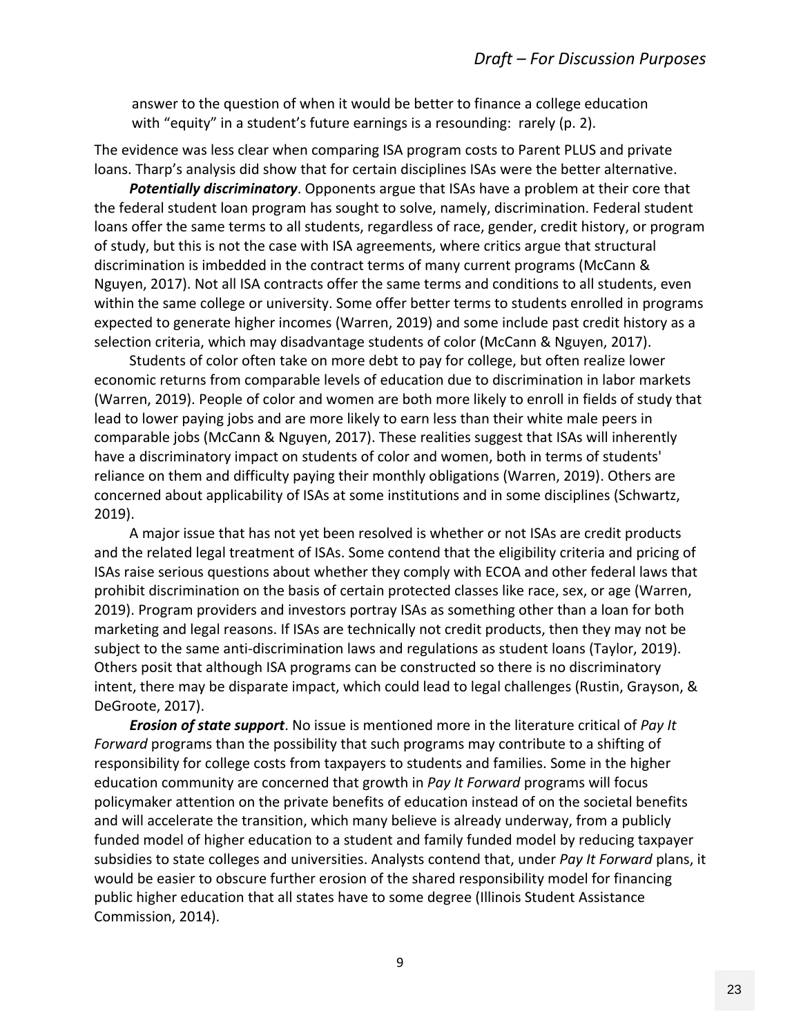answer to the question of when it would be better to finance a college education with "equity" in a student's future earnings is a resounding: rarely (p. 2).

The evidence was less clear when comparing ISA program costs to Parent PLUS and private loans. Tharp's analysis did show that for certain disciplines ISAs were the better alternative.

***Potentially discriminatory***. Opponents argue that ISAs have a problem at their core that the federal student loan program has sought to solve, namely, discrimination. Federal student loans offer the same terms to all students, regardless of race, gender, credit history, or program of study, but this is not the case with ISA agreements, where critics argue that structural discrimination is imbedded in the contract terms of many current programs (McCann & Nguyen, 2017). Not all ISA contracts offer the same terms and conditions to all students, even within the same college or university. Some offer better terms to students enrolled in programs expected to generate higher incomes (Warren, 2019) and some include past credit history as a selection criteria, which may disadvantage students of color (McCann & Nguyen, 2017).

Students of color often take on more debt to pay for college, but often realize lower economic returns from comparable levels of education due to discrimination in labor markets (Warren, 2019). People of color and women are both more likely to enroll in fields of study that lead to lower paying jobs and are more likely to earn less than their white male peers in comparable jobs (McCann & Nguyen, 2017). These realities suggest that ISAs will inherently have a discriminatory impact on students of color and women, both in terms of students' reliance on them and difficulty paying their monthly obligations (Warren, 2019). Others are concerned about applicability of ISAs at some institutions and in some disciplines (Schwartz, 2019).

A major issue that has not yet been resolved is whether or not ISAs are credit products and the related legal treatment of ISAs. Some contend that the eligibility criteria and pricing of ISAs raise serious questions about whether they comply with ECOA and other federal laws that prohibit discrimination on the basis of certain protected classes like race, sex, or age (Warren, 2019). Program providers and investors portray ISAs as something other than a loan for both marketing and legal reasons. If ISAs are technically not credit products, then they may not be subject to the same anti-discrimination laws and regulations as student loans (Taylor, 2019). Others posit that although ISA programs can be constructed so there is no discriminatory intent, there may be disparate impact, which could lead to legal challenges (Rustin, Grayson, & DeGroote, 2017).

***Erosion of state support***. No issue is mentioned more in the literature critical of *Pay It Forward* programs than the possibility that such programs may contribute to a shifting of responsibility for college costs from taxpayers to students and families. Some in the higher education community are concerned that growth in *Pay It Forward* programs will focus policymaker attention on the private benefits of education instead of on the societal benefits and will accelerate the transition, which many believe is already underway, from a publicly funded model of higher education to a student and family funded model by reducing taxpayer subsidies to state colleges and universities. Analysts contend that, under *Pay It Forward* plans, it would be easier to obscure further erosion of the shared responsibility model for financing public higher education that all states have to some degree (Illinois Student Assistance Commission, 2014).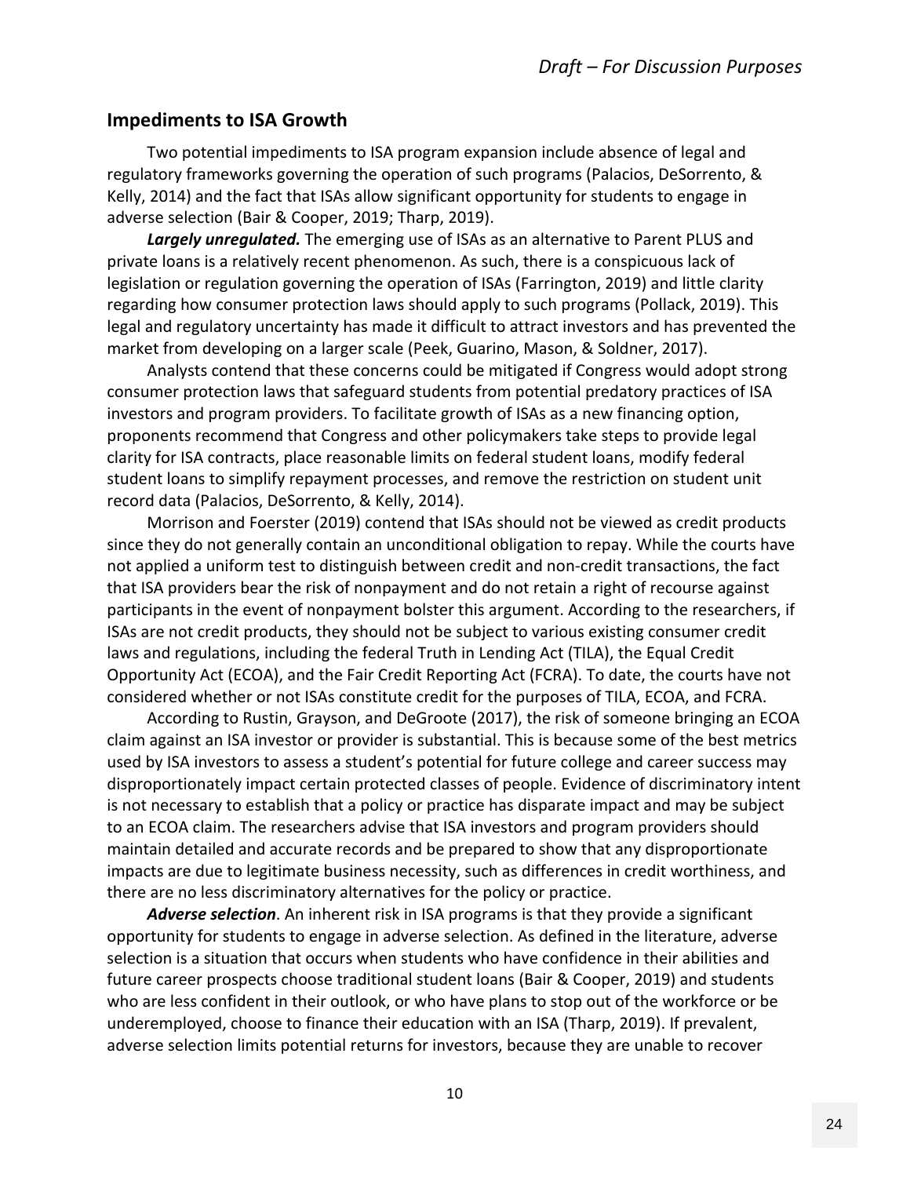## Impediments to ISA Growth

Two potential impediments to ISA program expansion include absence of legal and regulatory frameworks governing the operation of such programs (Palacios, DeSorrento, & Kelly, 2014) and the fact that ISAs allow significant opportunity for students to engage in adverse selection (Bair & Cooper, 2019; Tharp, 2019).

***Largely unregulated.*** The emerging use of ISAs as an alternative to Parent PLUS and private loans is a relatively recent phenomenon. As such, there is a conspicuous lack of legislation or regulation governing the operation of ISAs (Farrington, 2019) and little clarity regarding how consumer protection laws should apply to such programs (Pollack, 2019). This legal and regulatory uncertainty has made it difficult to attract investors and has prevented the market from developing on a larger scale (Peek, Guarino, Mason, & Soldner, 2017).

Analysts contend that these concerns could be mitigated if Congress would adopt strong consumer protection laws that safeguard students from potential predatory practices of ISA investors and program providers. To facilitate growth of ISAs as a new financing option, proponents recommend that Congress and other policymakers take steps to provide legal clarity for ISA contracts, place reasonable limits on federal student loans, modify federal student loans to simplify repayment processes, and remove the restriction on student unit record data (Palacios, DeSorrento, & Kelly, 2014).

Morrison and Foerster (2019) contend that ISAs should not be viewed as credit products since they do not generally contain an unconditional obligation to repay. While the courts have not applied a uniform test to distinguish between credit and non-credit transactions, the fact that ISA providers bear the risk of nonpayment and do not retain a right of recourse against participants in the event of nonpayment bolster this argument. According to the researchers, if ISAs are not credit products, they should not be subject to various existing consumer credit laws and regulations, including the federal Truth in Lending Act (TILA), the Equal Credit Opportunity Act (ECOA), and the Fair Credit Reporting Act (FCRA). To date, the courts have not considered whether or not ISAs constitute credit for the purposes of TILA, ECOA, and FCRA.

According to Rustin, Grayson, and DeGroote (2017), the risk of someone bringing an ECOA claim against an ISA investor or provider is substantial. This is because some of the best metrics used by ISA investors to assess a student's potential for future college and career success may disproportionately impact certain protected classes of people. Evidence of discriminatory intent is not necessary to establish that a policy or practice has disparate impact and may be subject to an ECOA claim. The researchers advise that ISA investors and program providers should maintain detailed and accurate records and be prepared to show that any disproportionate impacts are due to legitimate business necessity, such as differences in credit worthiness, and there are no less discriminatory alternatives for the policy or practice.

***Adverse selection***. An inherent risk in ISA programs is that they provide a significant opportunity for students to engage in adverse selection. As defined in the literature, adverse selection is a situation that occurs when students who have confidence in their abilities and future career prospects choose traditional student loans (Bair & Cooper, 2019) and students who are less confident in their outlook, or who have plans to stop out of the workforce or be underemployed, choose to finance their education with an ISA (Tharp, 2019). If prevalent, adverse selection limits potential returns for investors, because they are unable to recover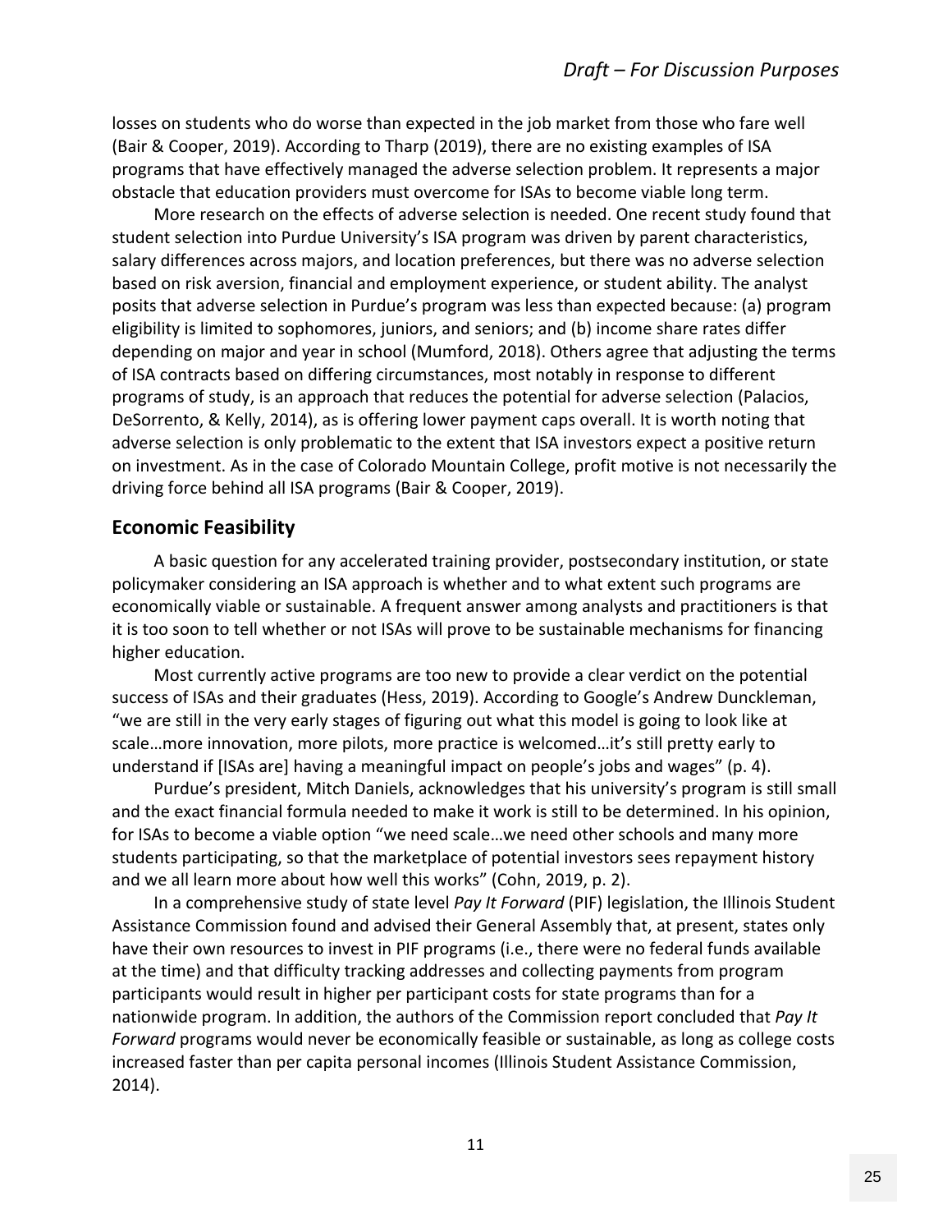losses on students who do worse than expected in the job market from those who fare well (Bair & Cooper, 2019). According to Tharp (2019), there are no existing examples of ISA programs that have effectively managed the adverse selection problem. It represents a major obstacle that education providers must overcome for ISAs to become viable long term.

More research on the effects of adverse selection is needed. One recent study found that student selection into Purdue University's ISA program was driven by parent characteristics, salary differences across majors, and location preferences, but there was no adverse selection based on risk aversion, financial and employment experience, or student ability. The analyst posits that adverse selection in Purdue's program was less than expected because: (a) program eligibility is limited to sophomores, juniors, and seniors; and (b) income share rates differ depending on major and year in school (Mumford, 2018). Others agree that adjusting the terms of ISA contracts based on differing circumstances, most notably in response to different programs of study, is an approach that reduces the potential for adverse selection (Palacios, DeSorrento, & Kelly, 2014), as is offering lower payment caps overall. It is worth noting that adverse selection is only problematic to the extent that ISA investors expect a positive return on investment. As in the case of Colorado Mountain College, profit motive is not necessarily the driving force behind all ISA programs (Bair & Cooper, 2019).

## Economic Feasibility

A basic question for any accelerated training provider, postsecondary institution, or state policymaker considering an ISA approach is whether and to what extent such programs are economically viable or sustainable. A frequent answer among analysts and practitioners is that it is too soon to tell whether or not ISAs will prove to be sustainable mechanisms for financing higher education.

Most currently active programs are too new to provide a clear verdict on the potential success of ISAs and their graduates (Hess, 2019). According to Google's Andrew Dunckleman, "we are still in the very early stages of figuring out what this model is going to look like at scale…more innovation, more pilots, more practice is welcomed…it's still pretty early to understand if [ISAs are] having a meaningful impact on people's jobs and wages" (p. 4).

Purdue's president, Mitch Daniels, acknowledges that his university's program is still small and the exact financial formula needed to make it work is still to be determined. In his opinion, for ISAs to become a viable option "we need scale…we need other schools and many more students participating, so that the marketplace of potential investors sees repayment history and we all learn more about how well this works" (Cohn, 2019, p. 2).

In a comprehensive study of state level *Pay It Forward* (PIF) legislation, the Illinois Student Assistance Commission found and advised their General Assembly that, at present, states only have their own resources to invest in PIF programs (i.e., there were no federal funds available at the time) and that difficulty tracking addresses and collecting payments from program participants would result in higher per participant costs for state programs than for a nationwide program. In addition, the authors of the Commission report concluded that *Pay It Forward* programs would never be economically feasible or sustainable, as long as college costs increased faster than per capita personal incomes (Illinois Student Assistance Commission, 2014).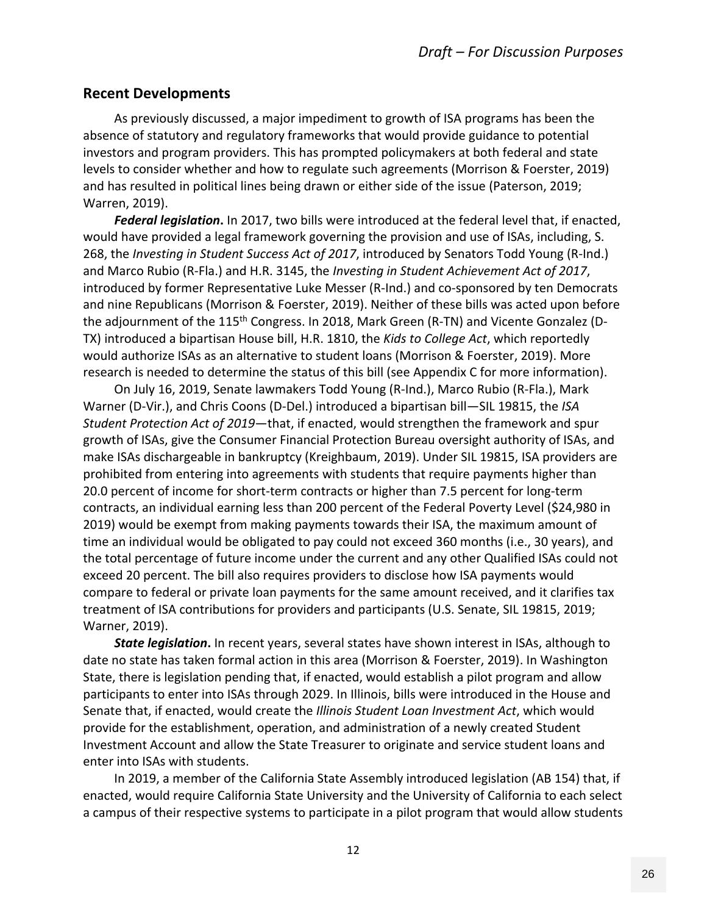## Recent Developments

As previously discussed, a major impediment to growth of ISA programs has been the absence of statutory and regulatory frameworks that would provide guidance to potential investors and program providers. This has prompted policymakers at both federal and state levels to consider whether and how to regulate such agreements (Morrison & Foerster, 2019) and has resulted in political lines being drawn or either side of the issue (Paterson, 2019; Warren, 2019).

***Federal legislation*.** In 2017, two bills were introduced at the federal level that, if enacted, would have provided a legal framework governing the provision and use of ISAs, including, S. 268, the *Investing in Student Success Act of 2017*, introduced by Senators Todd Young (R-Ind.) and Marco Rubio (R-Fla.) and H.R. 3145, the *Investing in Student Achievement Act of 2017*, introduced by former Representative Luke Messer (R-Ind.) and co-sponsored by ten Democrats and nine Republicans (Morrison & Foerster, 2019). Neither of these bills was acted upon before the adjournment of the 115th Congress. In 2018, Mark Green (R-TN) and Vicente Gonzalez (D-TX) introduced a bipartisan House bill, H.R. 1810, the *Kids to College Act*, which reportedly would authorize ISAs as an alternative to student loans (Morrison & Foerster, 2019). More research is needed to determine the status of this bill (see Appendix C for more information).

On July 16, 2019, Senate lawmakers Todd Young (R-Ind.), Marco Rubio (R-Fla.), Mark Warner (D-Vir.), and Chris Coons (D-Del.) introduced a bipartisan bill—SIL 19815, the *ISA Student Protection Act of 2019*—that, if enacted, would strengthen the framework and spur growth of ISAs, give the Consumer Financial Protection Bureau oversight authority of ISAs, and make ISAs dischargeable in bankruptcy (Kreighbaum, 2019). Under SIL 19815, ISA providers are prohibited from entering into agreements with students that require payments higher than 20.0 percent of income for short-term contracts or higher than 7.5 percent for long-term contracts, an individual earning less than 200 percent of the Federal Poverty Level ($24,980 in 2019) would be exempt from making payments towards their ISA, the maximum amount of time an individual would be obligated to pay could not exceed 360 months (i.e., 30 years), and the total percentage of future income under the current and any other Qualified ISAs could not exceed 20 percent. The bill also requires providers to disclose how ISA payments would compare to federal or private loan payments for the same amount received, and it clarifies tax treatment of ISA contributions for providers and participants (U.S. Senate, SIL 19815, 2019; Warner, 2019).

***State legislation*.** In recent years, several states have shown interest in ISAs, although to date no state has taken formal action in this area (Morrison & Foerster, 2019). In Washington State, there is legislation pending that, if enacted, would establish a pilot program and allow participants to enter into ISAs through 2029. In Illinois, bills were introduced in the House and Senate that, if enacted, would create the *Illinois Student Loan Investment Act*, which would provide for the establishment, operation, and administration of a newly created Student Investment Account and allow the State Treasurer to originate and service student loans and enter into ISAs with students.

In 2019, a member of the California State Assembly introduced legislation (AB 154) that, if enacted, would require California State University and the University of California to each select a campus of their respective systems to participate in a pilot program that would allow students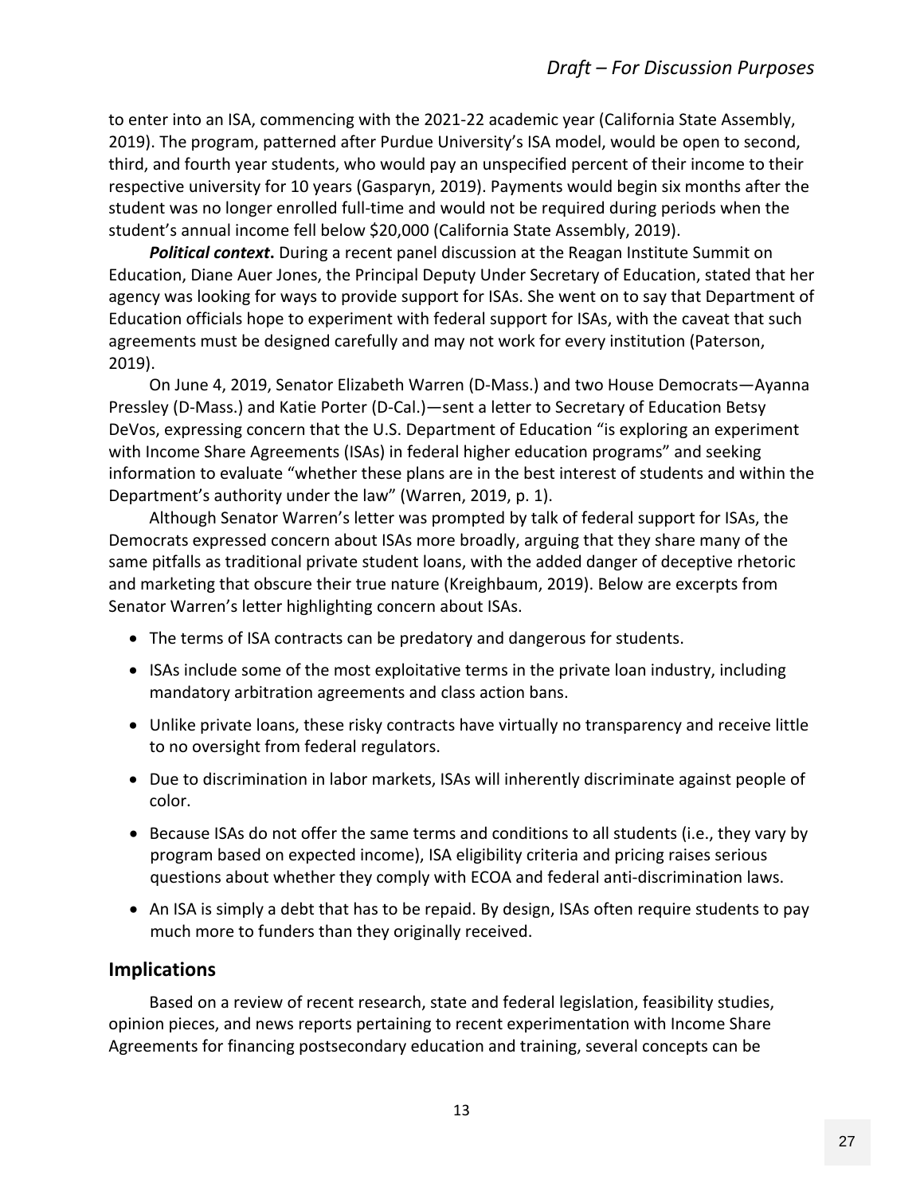to enter into an ISA, commencing with the 2021-22 academic year (California State Assembly, 2019). The program, patterned after Purdue University's ISA model, would be open to second, third, and fourth year students, who would pay an unspecified percent of their income to their respective university for 10 years (Gasparyn, 2019). Payments would begin six months after the student was no longer enrolled full-time and would not be required during periods when the student's annual income fell below $20,000 (California State Assembly, 2019).

***Political context*****.** During a recent panel discussion at the Reagan Institute Summit on Education, Diane Auer Jones, the Principal Deputy Under Secretary of Education, stated that her agency was looking for ways to provide support for ISAs. She went on to say that Department of Education officials hope to experiment with federal support for ISAs, with the caveat that such agreements must be designed carefully and may not work for every institution (Paterson, 2019).

On June 4, 2019, Senator Elizabeth Warren (D-Mass.) and two House Democrats—Ayanna Pressley (D-Mass.) and Katie Porter (D-Cal.)—sent a letter to Secretary of Education Betsy DeVos, expressing concern that the U.S. Department of Education "is exploring an experiment with Income Share Agreements (ISAs) in federal higher education programs" and seeking information to evaluate "whether these plans are in the best interest of students and within the Department's authority under the law" (Warren, 2019, p. 1).

Although Senator Warren's letter was prompted by talk of federal support for ISAs, the Democrats expressed concern about ISAs more broadly, arguing that they share many of the same pitfalls as traditional private student loans, with the added danger of deceptive rhetoric and marketing that obscure their true nature (Kreighbaum, 2019). Below are excerpts from Senator Warren's letter highlighting concern about ISAs.

- The terms of ISA contracts can be predatory and dangerous for students.
- ISAs include some of the most exploitative terms in the private loan industry, including mandatory arbitration agreements and class action bans.
- Unlike private loans, these risky contracts have virtually no transparency and receive little to no oversight from federal regulators.
- Due to discrimination in labor markets, ISAs will inherently discriminate against people of color.
- Because ISAs do not offer the same terms and conditions to all students (i.e., they vary by program based on expected income), ISA eligibility criteria and pricing raises serious questions about whether they comply with ECOA and federal anti-discrimination laws.
- An ISA is simply a debt that has to be repaid. By design, ISAs often require students to pay much more to funders than they originally received.

## Implications

Based on a review of recent research, state and federal legislation, feasibility studies, opinion pieces, and news reports pertaining to recent experimentation with Income Share Agreements for financing postsecondary education and training, several concepts can be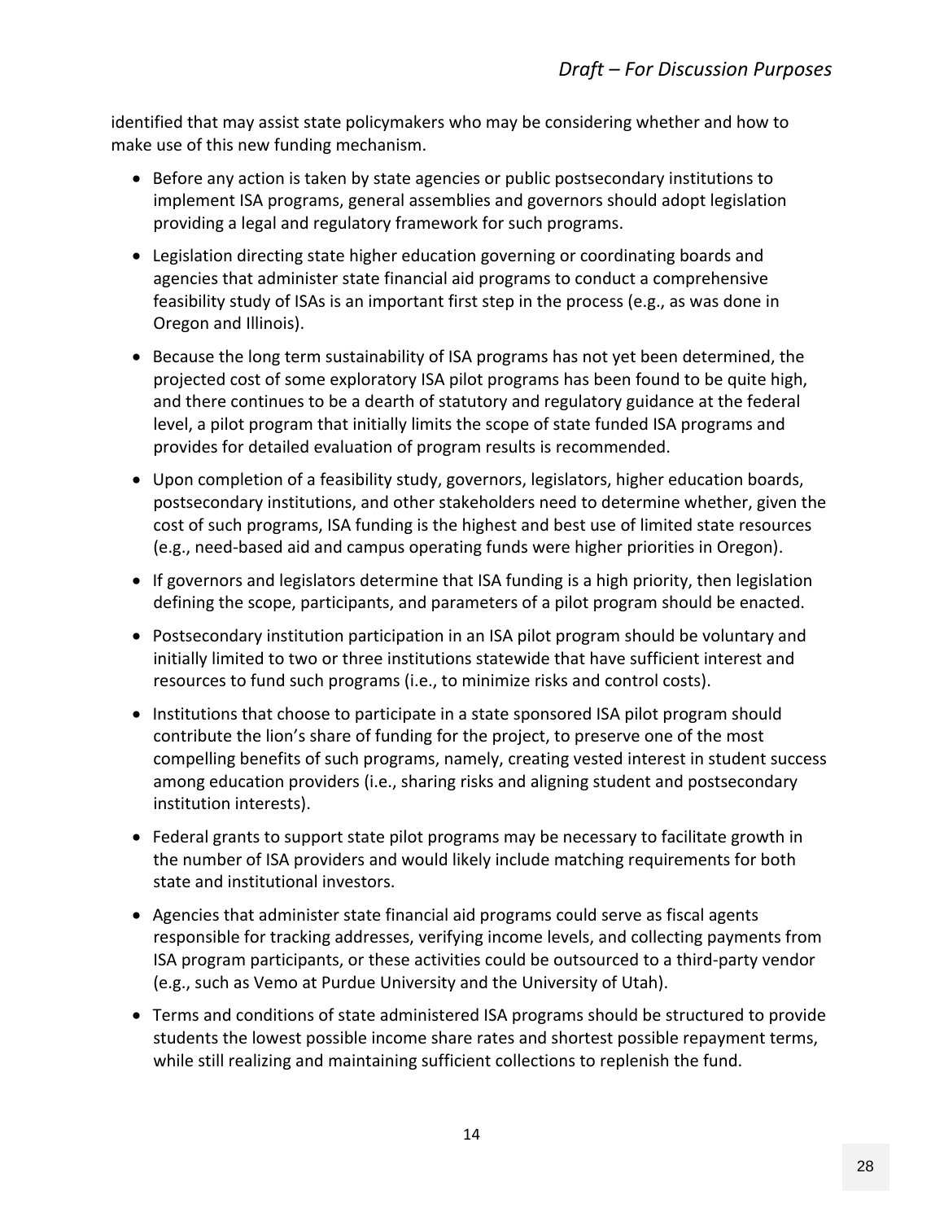identified that may assist state policymakers who may be considering whether and how to make use of this new funding mechanism.

- Before any action is taken by state agencies or public postsecondary institutions to implement ISA programs, general assemblies and governors should adopt legislation providing a legal and regulatory framework for such programs.
- Legislation directing state higher education governing or coordinating boards and agencies that administer state financial aid programs to conduct a comprehensive feasibility study of ISAs is an important first step in the process (e.g., as was done in Oregon and Illinois).
- Because the long term sustainability of ISA programs has not yet been determined, the projected cost of some exploratory ISA pilot programs has been found to be quite high, and there continues to be a dearth of statutory and regulatory guidance at the federal level, a pilot program that initially limits the scope of state funded ISA programs and provides for detailed evaluation of program results is recommended.
- Upon completion of a feasibility study, governors, legislators, higher education boards, postsecondary institutions, and other stakeholders need to determine whether, given the cost of such programs, ISA funding is the highest and best use of limited state resources (e.g., need-based aid and campus operating funds were higher priorities in Oregon).
- If governors and legislators determine that ISA funding is a high priority, then legislation defining the scope, participants, and parameters of a pilot program should be enacted.
- Postsecondary institution participation in an ISA pilot program should be voluntary and initially limited to two or three institutions statewide that have sufficient interest and resources to fund such programs (i.e., to minimize risks and control costs).
- Institutions that choose to participate in a state sponsored ISA pilot program should contribute the lion's share of funding for the project, to preserve one of the most compelling benefits of such programs, namely, creating vested interest in student success among education providers (i.e., sharing risks and aligning student and postsecondary institution interests).
- Federal grants to support state pilot programs may be necessary to facilitate growth in the number of ISA providers and would likely include matching requirements for both state and institutional investors.
- Agencies that administer state financial aid programs could serve as fiscal agents responsible for tracking addresses, verifying income levels, and collecting payments from ISA program participants, or these activities could be outsourced to a third-party vendor (e.g., such as Vemo at Purdue University and the University of Utah).
- Terms and conditions of state administered ISA programs should be structured to provide students the lowest possible income share rates and shortest possible repayment terms, while still realizing and maintaining sufficient collections to replenish the fund.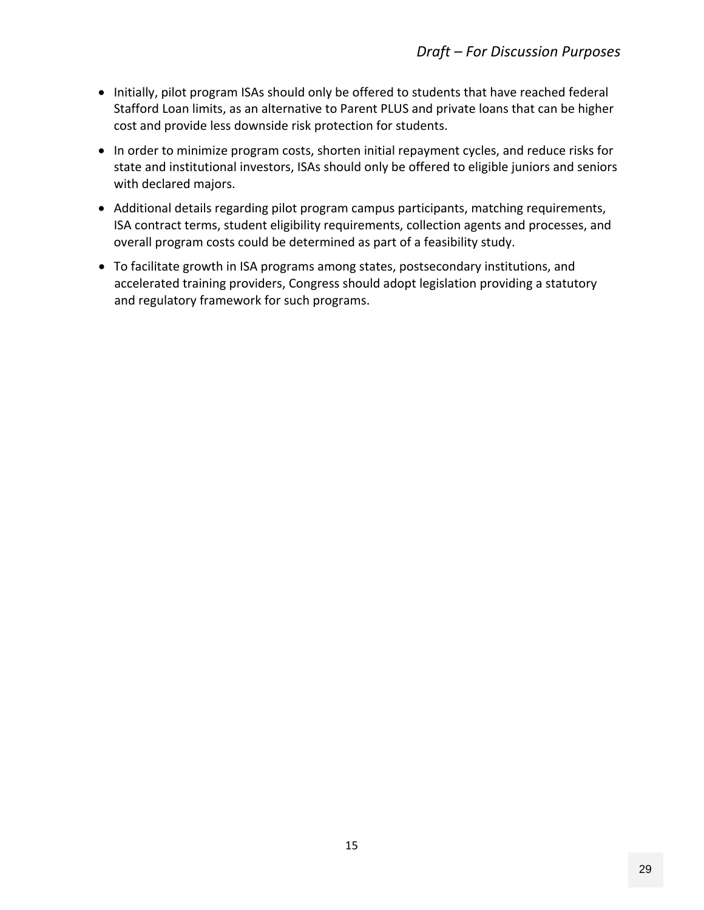- Initially, pilot program ISAs should only be offered to students that have reached federal Stafford Loan limits, as an alternative to Parent PLUS and private loans that can be higher cost and provide less downside risk protection for students.
- In order to minimize program costs, shorten initial repayment cycles, and reduce risks for state and institutional investors, ISAs should only be offered to eligible juniors and seniors with declared majors.
- Additional details regarding pilot program campus participants, matching requirements, ISA contract terms, student eligibility requirements, collection agents and processes, and overall program costs could be determined as part of a feasibility study.
- To facilitate growth in ISA programs among states, postsecondary institutions, and accelerated training providers, Congress should adopt legislation providing a statutory and regulatory framework for such programs.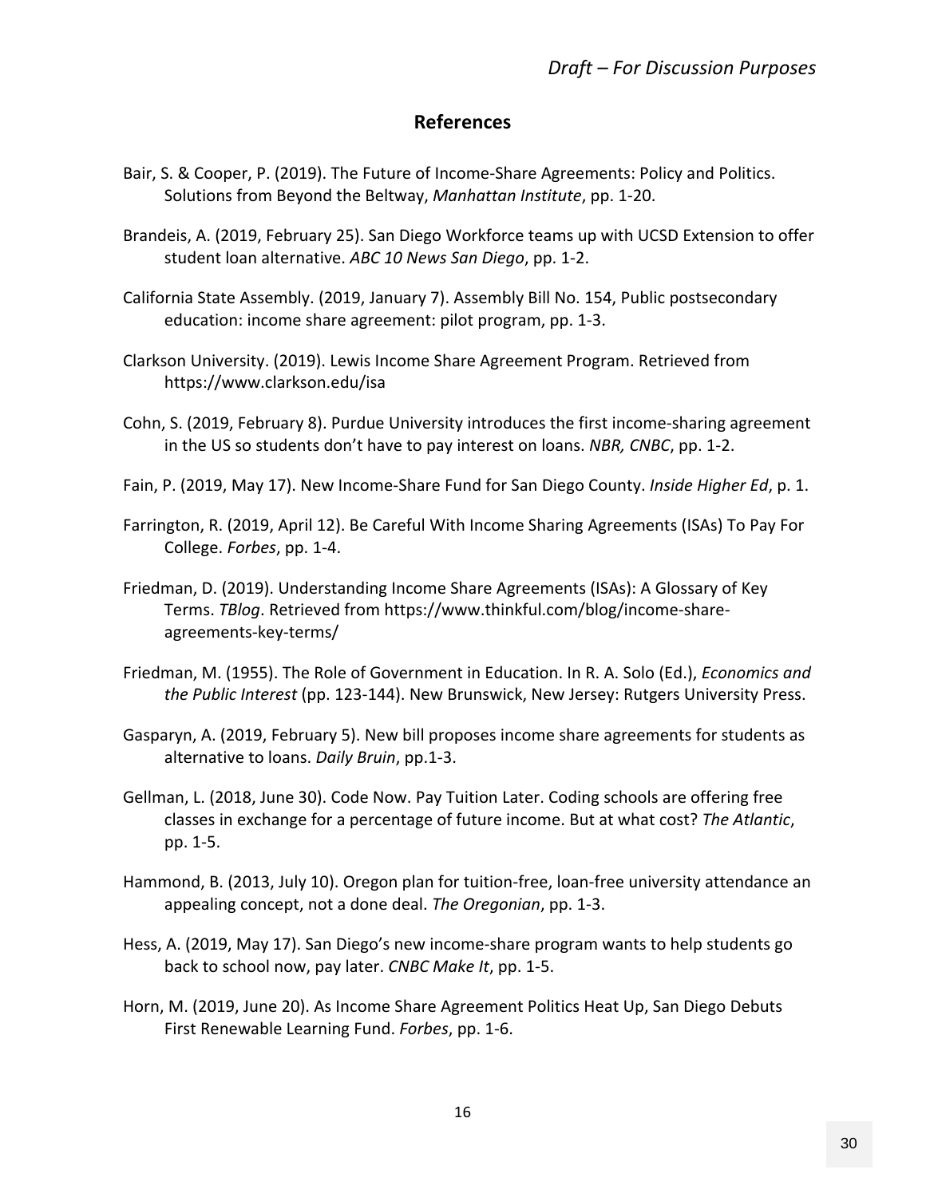## References

Bair, S. & Cooper, P. (2019). The Future of Income-Share Agreements: Policy and Politics. Solutions from Beyond the Beltway, *Manhattan Institute*, pp. 1-20.

Brandeis, A. (2019, February 25). San Diego Workforce teams up with UCSD Extension to offer student loan alternative. *ABC 10 News San Diego*, pp. 1-2.

California State Assembly. (2019, January 7). Assembly Bill No. 154, Public postsecondary education: income share agreement: pilot program, pp. 1-3.

Clarkson University. (2019). Lewis Income Share Agreement Program. Retrieved from https://www.clarkson.edu/isa

Cohn, S. (2019, February 8). Purdue University introduces the first income-sharing agreement in the US so students don't have to pay interest on loans. *NBR, CNBC*, pp. 1-2.

Fain, P. (2019, May 17). New Income-Share Fund for San Diego County. *Inside Higher Ed*, p. 1.

Farrington, R. (2019, April 12). Be Careful With Income Sharing Agreements (ISAs) To Pay For College. *Forbes*, pp. 1-4.

Friedman, D. (2019). Understanding Income Share Agreements (ISAs): A Glossary of Key Terms. *TBlog*. Retrieved from https://www.thinkful.com/blog/income-share-agreements-key-terms/

Friedman, M. (1955). The Role of Government in Education. In R. A. Solo (Ed.), *Economics and the Public Interest* (pp. 123-144). New Brunswick, New Jersey: Rutgers University Press.

Gasparyn, A. (2019, February 5). New bill proposes income share agreements for students as alternative to loans. *Daily Bruin*, pp.1-3.

Gellman, L. (2018, June 30). Code Now. Pay Tuition Later. Coding schools are offering free classes in exchange for a percentage of future income. But at what cost? *The Atlantic*, pp. 1-5.

Hammond, B. (2013, July 10). Oregon plan for tuition-free, loan-free university attendance an appealing concept, not a done deal. *The Oregonian*, pp. 1-3.

Hess, A. (2019, May 17). San Diego's new income-share program wants to help students go back to school now, pay later. *CNBC Make It*, pp. 1-5.

Horn, M. (2019, June 20). As Income Share Agreement Politics Heat Up, San Diego Debuts First Renewable Learning Fund. *Forbes*, pp. 1-6.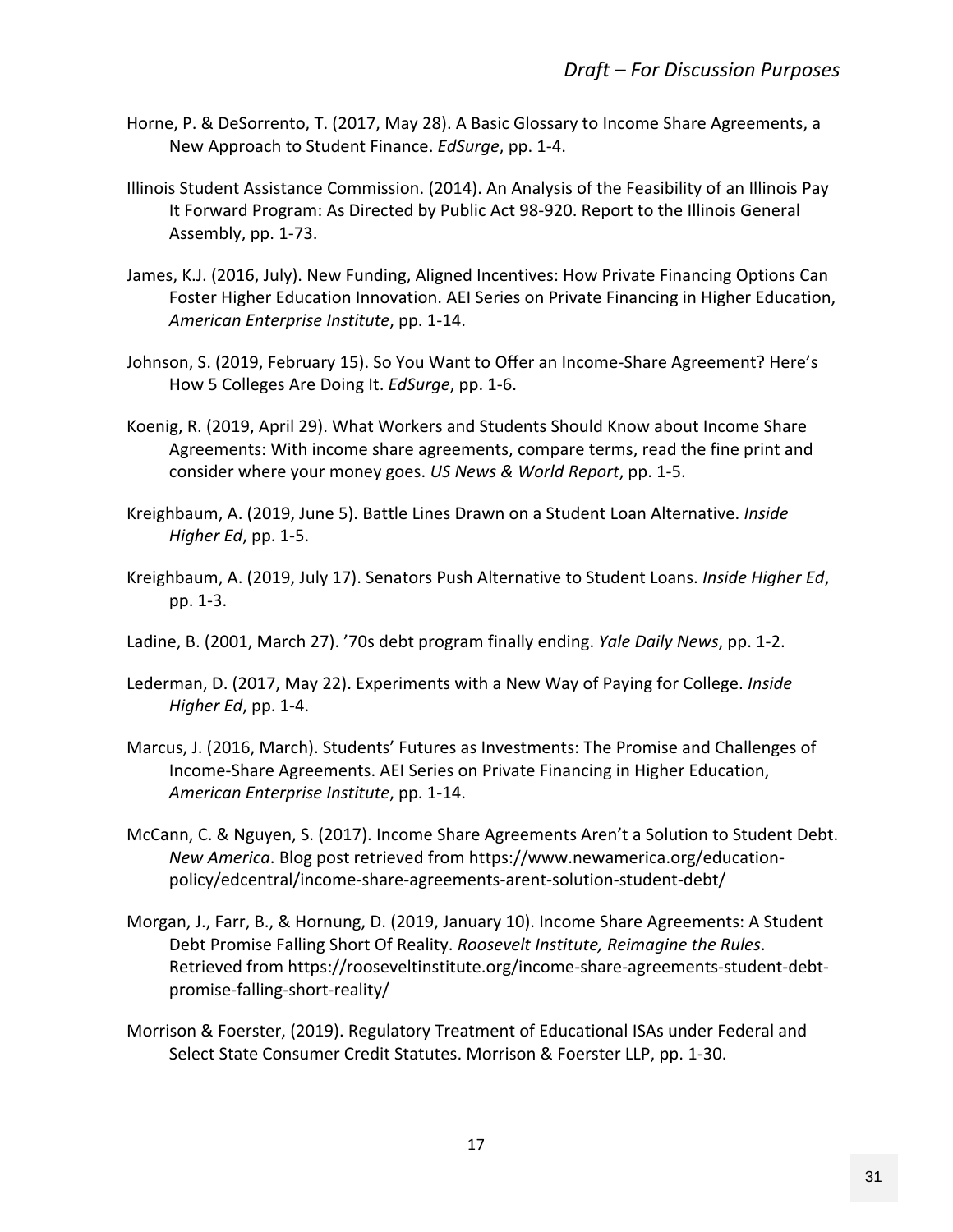Horne, P. & DeSorrento, T. (2017, May 28). A Basic Glossary to Income Share Agreements, a New Approach to Student Finance. *EdSurge*, pp. 1-4.

Illinois Student Assistance Commission. (2014). An Analysis of the Feasibility of an Illinois Pay It Forward Program: As Directed by Public Act 98-920. Report to the Illinois General Assembly, pp. 1-73.

James, K.J. (2016, July). New Funding, Aligned Incentives: How Private Financing Options Can Foster Higher Education Innovation. AEI Series on Private Financing in Higher Education, *American Enterprise Institute*, pp. 1-14.

Johnson, S. (2019, February 15). So You Want to Offer an Income-Share Agreement? Here's How 5 Colleges Are Doing It. *EdSurge*, pp. 1-6.

Koenig, R. (2019, April 29). What Workers and Students Should Know about Income Share Agreements: With income share agreements, compare terms, read the fine print and consider where your money goes. *US News & World Report*, pp. 1-5.

Kreighbaum, A. (2019, June 5). Battle Lines Drawn on a Student Loan Alternative. *Inside Higher Ed*, pp. 1-5.

Kreighbaum, A. (2019, July 17). Senators Push Alternative to Student Loans. *Inside Higher Ed*, pp. 1-3.

Ladine, B. (2001, March 27). '70s debt program finally ending. *Yale Daily News*, pp. 1-2.

Lederman, D. (2017, May 22). Experiments with a New Way of Paying for College. *Inside Higher Ed*, pp. 1-4.

Marcus, J. (2016, March). Students' Futures as Investments: The Promise and Challenges of Income-Share Agreements. AEI Series on Private Financing in Higher Education, *American Enterprise Institute*, pp. 1-14.

McCann, C. & Nguyen, S. (2017). Income Share Agreements Aren't a Solution to Student Debt. *New America*. Blog post retrieved from https://www.newamerica.org/education-policy/edcentral/income-share-agreements-arent-solution-student-debt/

Morgan, J., Farr, B., & Hornung, D. (2019, January 10). Income Share Agreements: A Student Debt Promise Falling Short Of Reality. *Roosevelt Institute, Reimagine the Rules*. Retrieved from https://rooseveltinstitute.org/income-share-agreements-student-debt-promise-falling-short-reality/

Morrison & Foerster, (2019). Regulatory Treatment of Educational ISAs under Federal and Select State Consumer Credit Statutes. Morrison & Foerster LLP, pp. 1-30.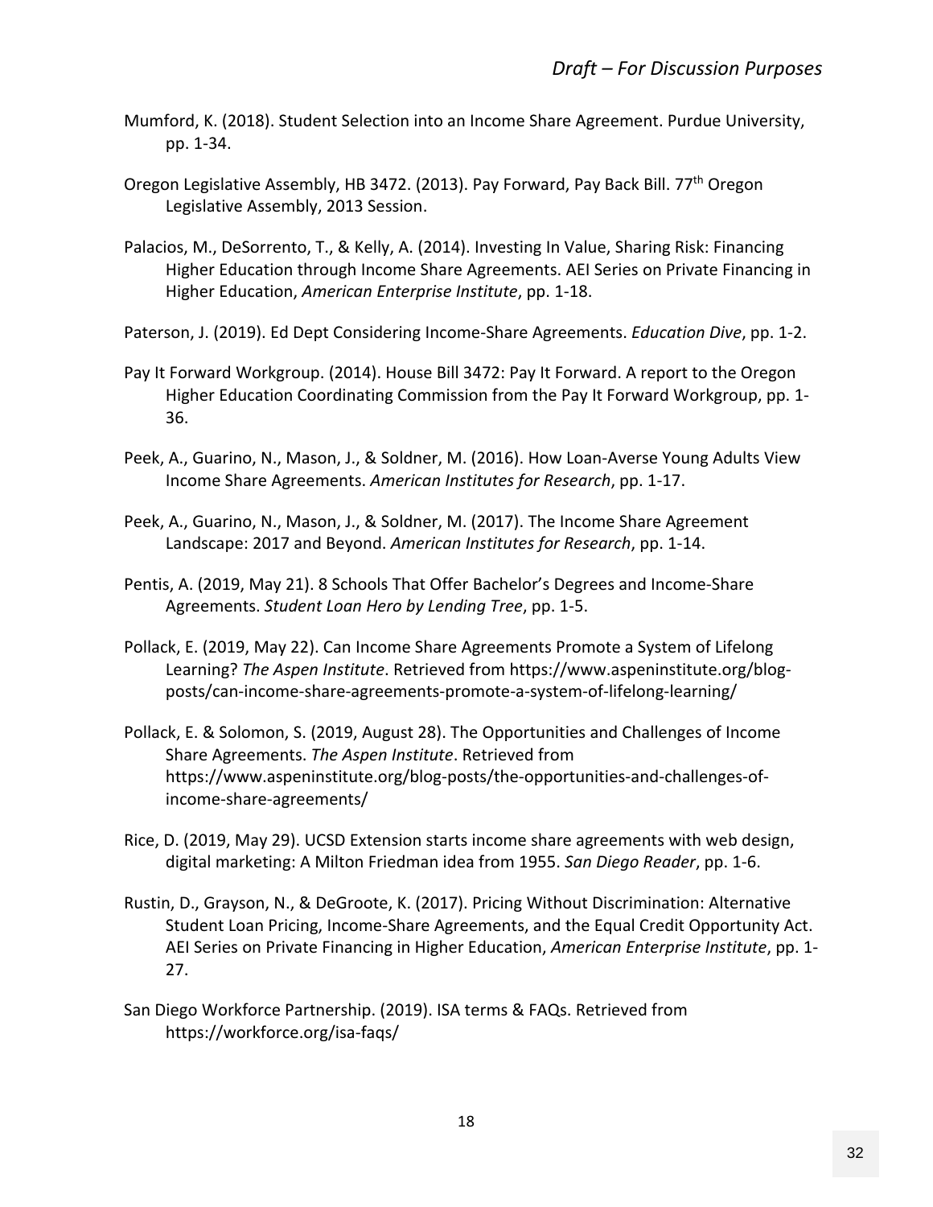Mumford, K. (2018). Student Selection into an Income Share Agreement. Purdue University, pp. 1-34.

Oregon Legislative Assembly, HB 3472. (2013). Pay Forward, Pay Back Bill. 77th Oregon Legislative Assembly, 2013 Session.

Palacios, M., DeSorrento, T., & Kelly, A. (2014). Investing In Value, Sharing Risk: Financing Higher Education through Income Share Agreements. AEI Series on Private Financing in Higher Education, *American Enterprise Institute*, pp. 1-18.

Paterson, J. (2019). Ed Dept Considering Income-Share Agreements. *Education Dive*, pp. 1-2.

Pay It Forward Workgroup. (2014). House Bill 3472: Pay It Forward. A report to the Oregon Higher Education Coordinating Commission from the Pay It Forward Workgroup, pp. 1-36.

Peek, A., Guarino, N., Mason, J., & Soldner, M. (2016). How Loan-Averse Young Adults View Income Share Agreements. *American Institutes for Research*, pp. 1-17.

Peek, A., Guarino, N., Mason, J., & Soldner, M. (2017). The Income Share Agreement Landscape: 2017 and Beyond. *American Institutes for Research*, pp. 1-14.

Pentis, A. (2019, May 21). 8 Schools That Offer Bachelor's Degrees and Income-Share Agreements. *Student Loan Hero by Lending Tree*, pp. 1-5.

Pollack, E. (2019, May 22). Can Income Share Agreements Promote a System of Lifelong Learning? *The Aspen Institute*. Retrieved from https://www.aspeninstitute.org/blog-posts/can-income-share-agreements-promote-a-system-of-lifelong-learning/

Pollack, E. & Solomon, S. (2019, August 28). The Opportunities and Challenges of Income Share Agreements. *The Aspen Institute*. Retrieved from https://www.aspeninstitute.org/blog-posts/the-opportunities-and-challenges-of-income-share-agreements/

Rice, D. (2019, May 29). UCSD Extension starts income share agreements with web design, digital marketing: A Milton Friedman idea from 1955. *San Diego Reader*, pp. 1-6.

Rustin, D., Grayson, N., & DeGroote, K. (2017). Pricing Without Discrimination: Alternative Student Loan Pricing, Income-Share Agreements, and the Equal Credit Opportunity Act. AEI Series on Private Financing in Higher Education, *American Enterprise Institute*, pp. 1-27.

San Diego Workforce Partnership. (2019). ISA terms & FAQs. Retrieved from https://workforce.org/isa-faqs/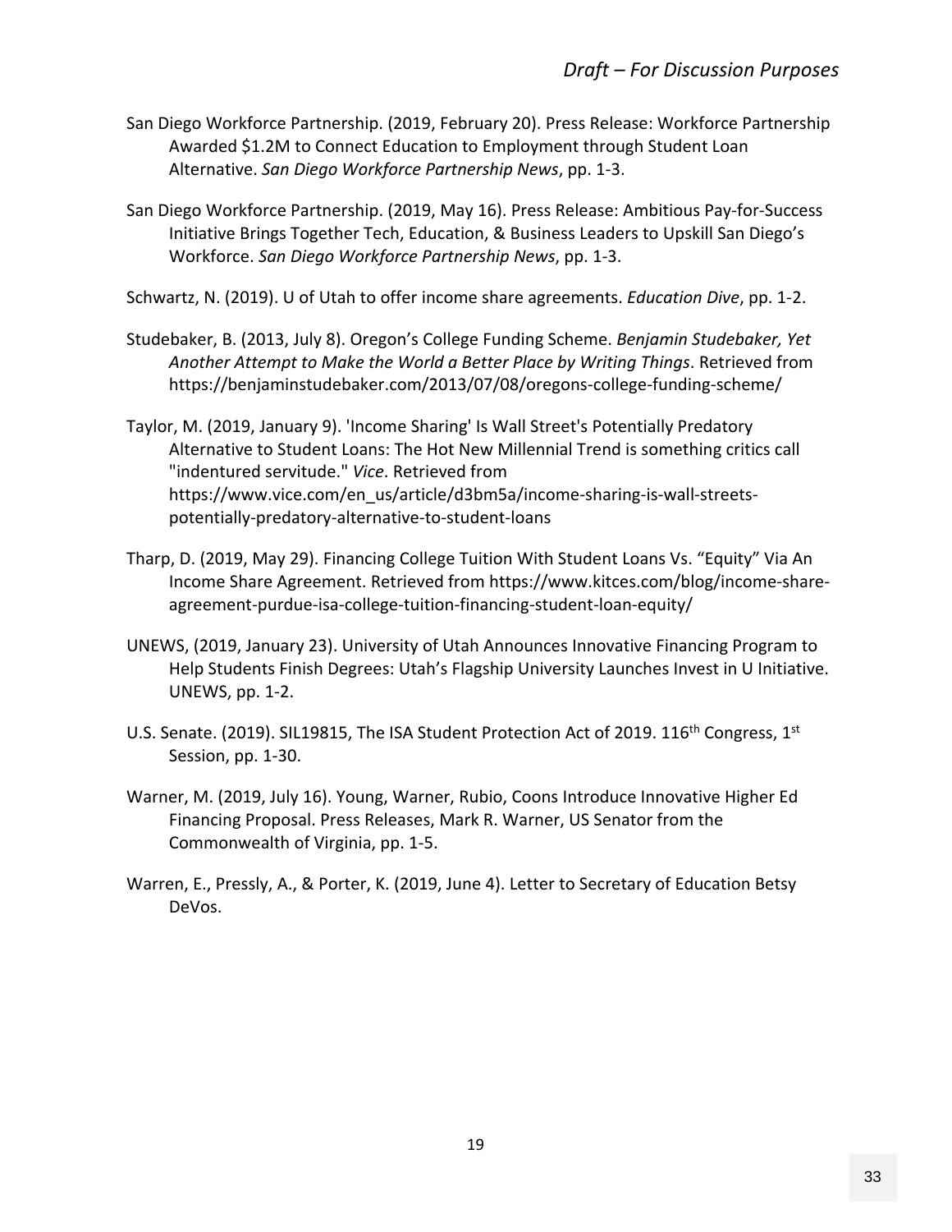San Diego Workforce Partnership. (2019, February 20). Press Release: Workforce Partnership Awarded $1.2M to Connect Education to Employment through Student Loan Alternative. *San Diego Workforce Partnership News*, pp. 1-3.

San Diego Workforce Partnership. (2019, May 16). Press Release: Ambitious Pay-for-Success Initiative Brings Together Tech, Education, & Business Leaders to Upskill San Diego's Workforce. *San Diego Workforce Partnership News*, pp. 1-3.

Schwartz, N. (2019). U of Utah to offer income share agreements. *Education Dive*, pp. 1-2.

Studebaker, B. (2013, July 8). Oregon's College Funding Scheme. *Benjamin Studebaker, Yet Another Attempt to Make the World a Better Place by Writing Things*. Retrieved from https://benjaminstudebaker.com/2013/07/08/oregons-college-funding-scheme/

Taylor, M. (2019, January 9). 'Income Sharing' Is Wall Street's Potentially Predatory Alternative to Student Loans: The Hot New Millennial Trend is something critics call "indentured servitude." *Vice*. Retrieved from https://www.vice.com/en_us/article/d3bm5a/income-sharing-is-wall-streets-potentially-predatory-alternative-to-student-loans

Tharp, D. (2019, May 29). Financing College Tuition With Student Loans Vs. "Equity" Via An Income Share Agreement. Retrieved from https://www.kitces.com/blog/income-share-agreement-purdue-isa-college-tuition-financing-student-loan-equity/

UNEWS, (2019, January 23). University of Utah Announces Innovative Financing Program to Help Students Finish Degrees: Utah's Flagship University Launches Invest in U Initiative. UNEWS, pp. 1-2.

U.S. Senate. (2019). SIL19815, The ISA Student Protection Act of 2019. 116th Congress, 1st Session, pp. 1-30.

Warner, M. (2019, July 16). Young, Warner, Rubio, Coons Introduce Innovative Higher Ed Financing Proposal. Press Releases, Mark R. Warner, US Senator from the Commonwealth of Virginia, pp. 1-5.

Warren, E., Pressly, A., & Porter, K. (2019, June 4). Letter to Secretary of Education Betsy DeVos.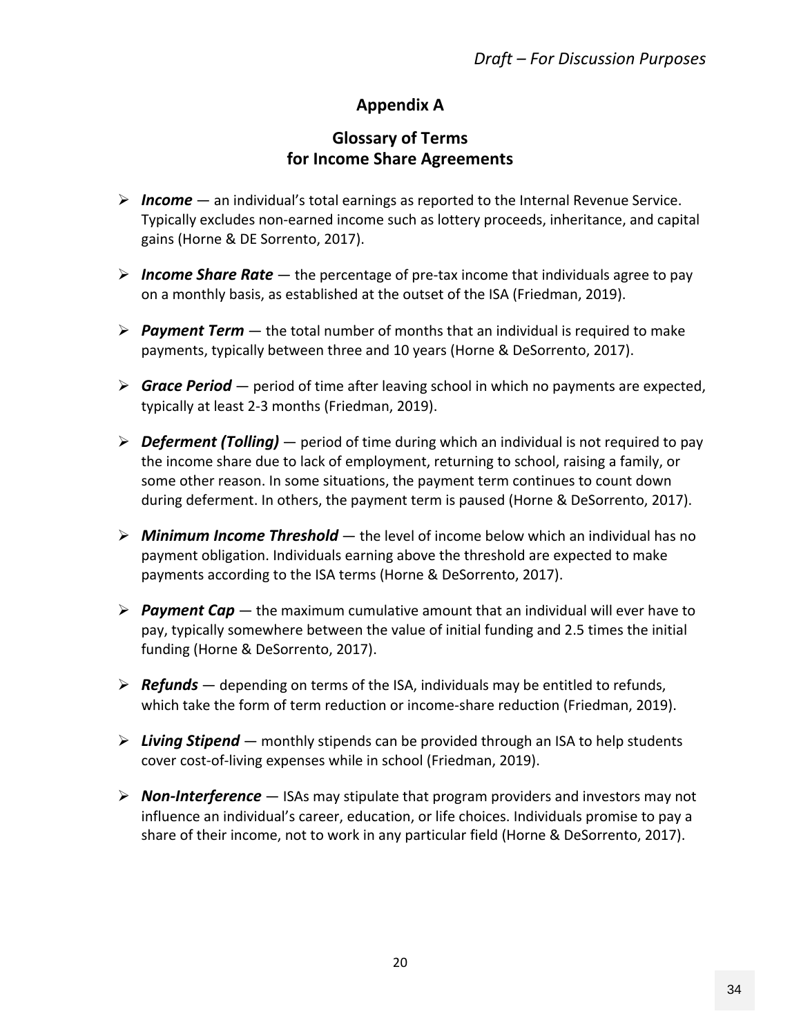## Appendix A

## Glossary of Terms for Income Share Agreements

- ***Income*** — an individual's total earnings as reported to the Internal Revenue Service. Typically excludes non-earned income such as lottery proceeds, inheritance, and capital gains (Horne & DE Sorrento, 2017).
- ***Income Share Rate*** — the percentage of pre-tax income that individuals agree to pay on a monthly basis, as established at the outset of the ISA (Friedman, 2019).
- ***Payment Term*** — the total number of months that an individual is required to make payments, typically between three and 10 years (Horne & DeSorrento, 2017).
- ***Grace Period*** — period of time after leaving school in which no payments are expected, typically at least 2-3 months (Friedman, 2019).
- ***Deferment (Tolling)*** — period of time during which an individual is not required to pay the income share due to lack of employment, returning to school, raising a family, or some other reason. In some situations, the payment term continues to count down during deferment. In others, the payment term is paused (Horne & DeSorrento, 2017).
- ***Minimum Income Threshold*** — the level of income below which an individual has no payment obligation. Individuals earning above the threshold are expected to make payments according to the ISA terms (Horne & DeSorrento, 2017).
- ***Payment Cap*** — the maximum cumulative amount that an individual will ever have to pay, typically somewhere between the value of initial funding and 2.5 times the initial funding (Horne & DeSorrento, 2017).
- ***Refunds*** — depending on terms of the ISA, individuals may be entitled to refunds, which take the form of term reduction or income-share reduction (Friedman, 2019).
- ***Living Stipend*** — monthly stipends can be provided through an ISA to help students cover cost-of-living expenses while in school (Friedman, 2019).
- ***Non-Interference*** — ISAs may stipulate that program providers and investors may not influence an individual's career, education, or life choices. Individuals promise to pay a share of their income, not to work in any particular field (Horne & DeSorrento, 2017).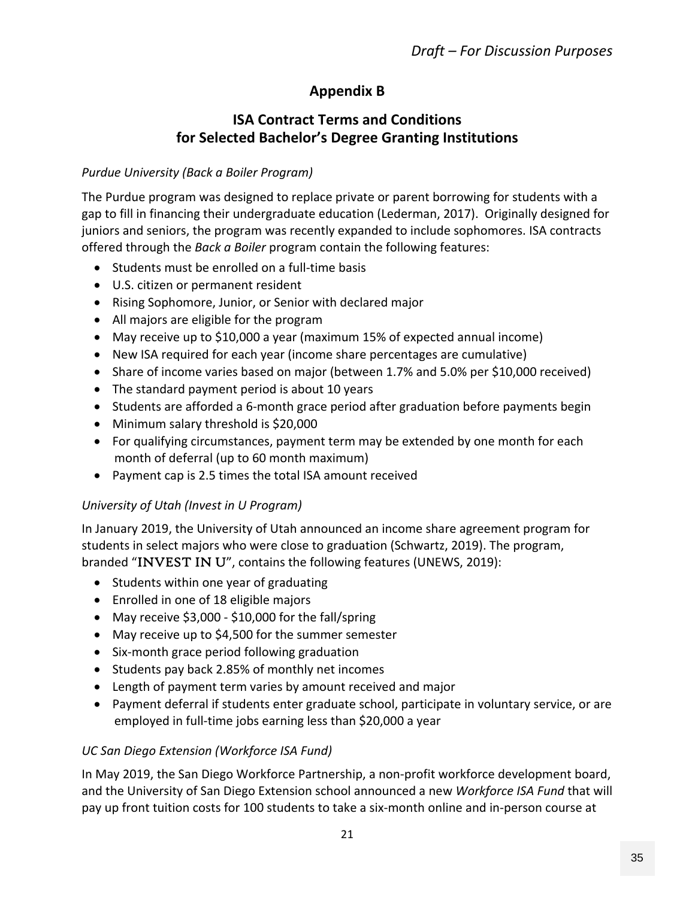# Appendix B

## ISA Contract Terms and Conditions for Selected Bachelor's Degree Granting Institutions

*Purdue University (Back a Boiler Program)*

The Purdue program was designed to replace private or parent borrowing for students with a gap to fill in financing their undergraduate education (Lederman, 2017). Originally designed for juniors and seniors, the program was recently expanded to include sophomores. ISA contracts offered through the *Back a Boiler* program contain the following features:

- Students must be enrolled on a full-time basis
- U.S. citizen or permanent resident
- Rising Sophomore, Junior, or Senior with declared major
- All majors are eligible for the program
- May receive up to $10,000 a year (maximum 15% of expected annual income)
- New ISA required for each year (income share percentages are cumulative)
- Share of income varies based on major (between 1.7% and 5.0% per $10,000 received)
- The standard payment period is about 10 years
- Students are afforded a 6-month grace period after graduation before payments begin
- Minimum salary threshold is $20,000
- For qualifying circumstances, payment term may be extended by one month for each month of deferral (up to 60 month maximum)
- Payment cap is 2.5 times the total ISA amount received

*University of Utah (Invest in U Program)*

In January 2019, the University of Utah announced an income share agreement program for students in select majors who were close to graduation (Schwartz, 2019). The program, branded "INVEST IN U", contains the following features (UNEWS, 2019):

- Students within one year of graduating
- Enrolled in one of 18 eligible majors
- May receive $3,000 - $10,000 for the fall/spring
- May receive up to $4,500 for the summer semester
- Six-month grace period following graduation
- Students pay back 2.85% of monthly net incomes
- Length of payment term varies by amount received and major
- Payment deferral if students enter graduate school, participate in voluntary service, or are employed in full-time jobs earning less than $20,000 a year

*UC San Diego Extension (Workforce ISA Fund)*

In May 2019, the San Diego Workforce Partnership, a non-profit workforce development board, and the University of San Diego Extension school announced a new *Workforce ISA Fund* that will pay up front tuition costs for 100 students to take a six-month online and in-person course at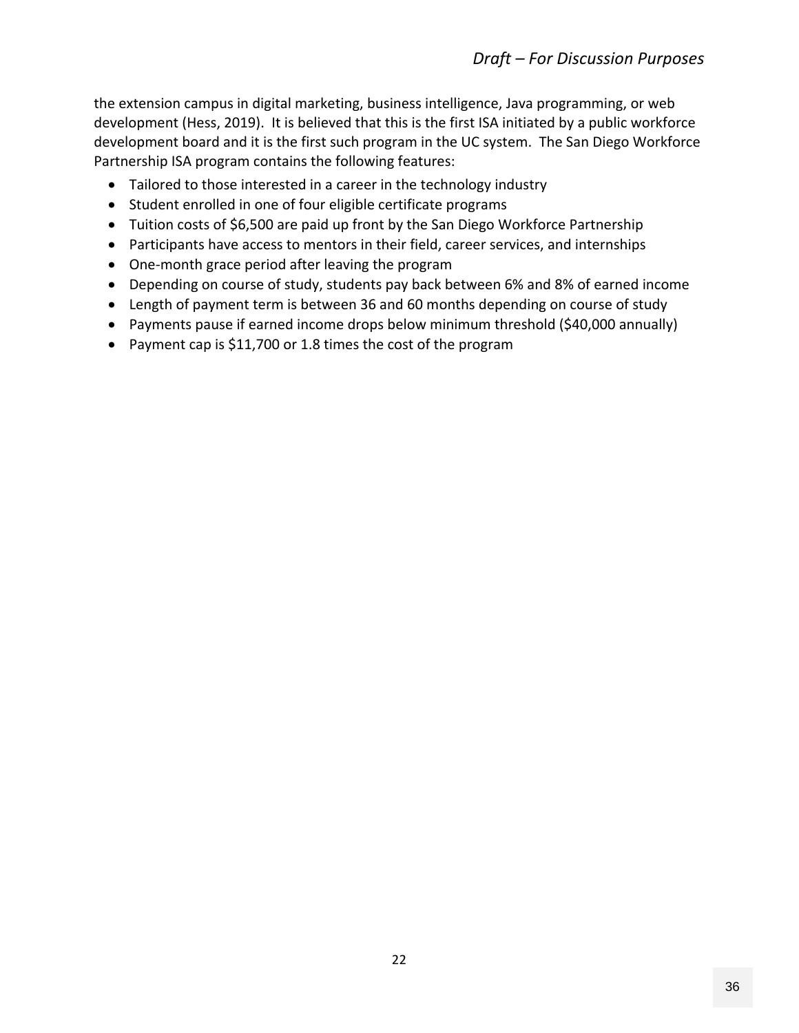the extension campus in digital marketing, business intelligence, Java programming, or web development (Hess, 2019). It is believed that this is the first ISA initiated by a public workforce development board and it is the first such program in the UC system. The San Diego Workforce Partnership ISA program contains the following features:

- Tailored to those interested in a career in the technology industry
- Student enrolled in one of four eligible certificate programs
- Tuition costs of $6,500 are paid up front by the San Diego Workforce Partnership
- Participants have access to mentors in their field, career services, and internships
- One-month grace period after leaving the program
- Depending on course of study, students pay back between 6% and 8% of earned income
- Length of payment term is between 36 and 60 months depending on course of study
- Payments pause if earned income drops below minimum threshold ($40,000 annually)
- Payment cap is $11,700 or 1.8 times the cost of the program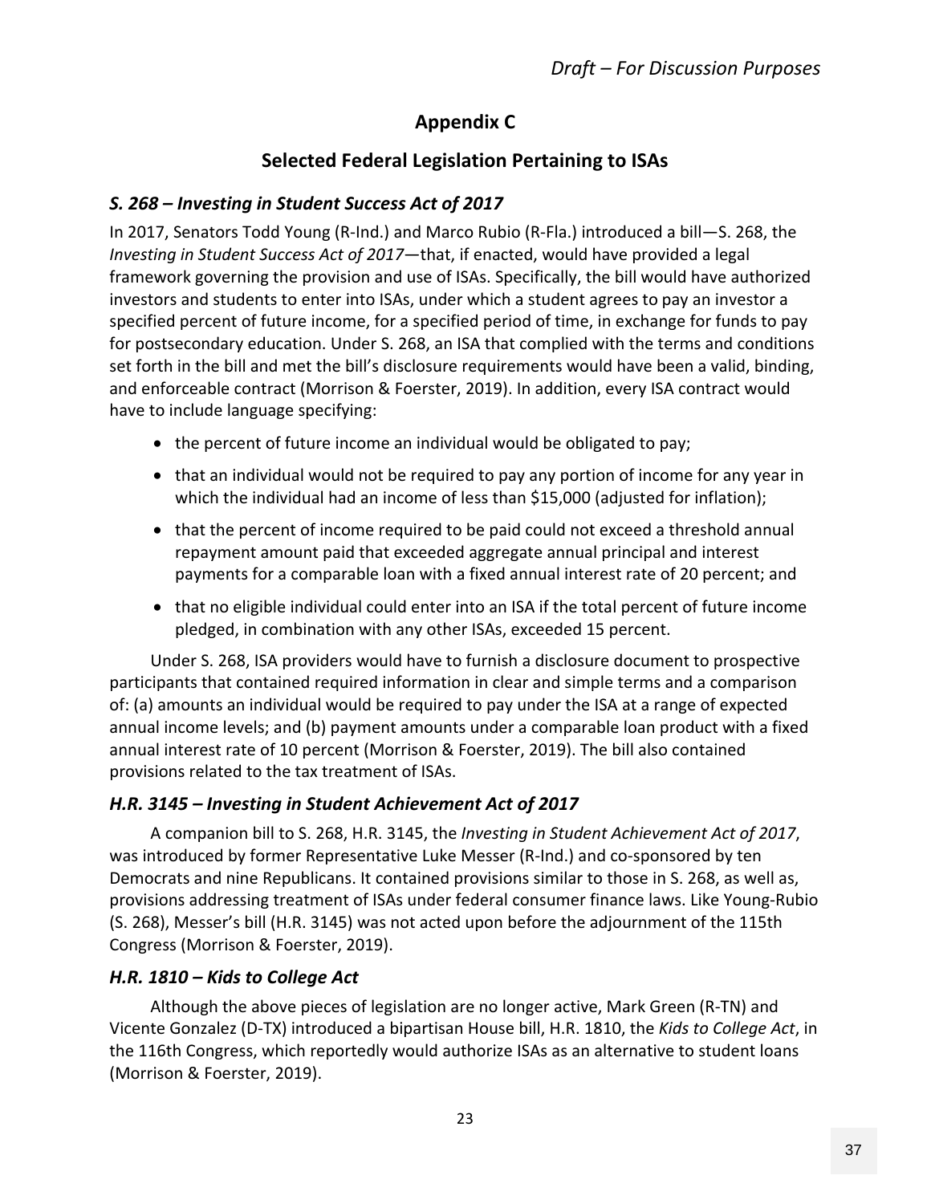## Appendix C

## Selected Federal Legislation Pertaining to ISAs

### *S. 268 – Investing in Student Success Act of 2017*

In 2017, Senators Todd Young (R-Ind.) and Marco Rubio (R-Fla.) introduced a bill—S. 268, the *Investing in Student Success Act of 2017*—that, if enacted, would have provided a legal framework governing the provision and use of ISAs. Specifically, the bill would have authorized investors and students to enter into ISAs, under which a student agrees to pay an investor a specified percent of future income, for a specified period of time, in exchange for funds to pay for postsecondary education. Under S. 268, an ISA that complied with the terms and conditions set forth in the bill and met the bill's disclosure requirements would have been a valid, binding, and enforceable contract (Morrison & Foerster, 2019). In addition, every ISA contract would have to include language specifying:

- the percent of future income an individual would be obligated to pay;
- that an individual would not be required to pay any portion of income for any year in which the individual had an income of less than $15,000 (adjusted for inflation);
- that the percent of income required to be paid could not exceed a threshold annual repayment amount paid that exceeded aggregate annual principal and interest payments for a comparable loan with a fixed annual interest rate of 20 percent; and
- that no eligible individual could enter into an ISA if the total percent of future income pledged, in combination with any other ISAs, exceeded 15 percent.

Under S. 268, ISA providers would have to furnish a disclosure document to prospective participants that contained required information in clear and simple terms and a comparison of: (a) amounts an individual would be required to pay under the ISA at a range of expected annual income levels; and (b) payment amounts under a comparable loan product with a fixed annual interest rate of 10 percent (Morrison & Foerster, 2019). The bill also contained provisions related to the tax treatment of ISAs.

### *H.R. 3145 – Investing in Student Achievement Act of 2017*

A companion bill to S. 268, H.R. 3145, the *Investing in Student Achievement Act of 2017*, was introduced by former Representative Luke Messer (R-Ind.) and co-sponsored by ten Democrats and nine Republicans. It contained provisions similar to those in S. 268, as well as, provisions addressing treatment of ISAs under federal consumer finance laws. Like Young-Rubio (S. 268), Messer's bill (H.R. 3145) was not acted upon before the adjournment of the 115th Congress (Morrison & Foerster, 2019).

### *H.R. 1810 – Kids to College Act*

Although the above pieces of legislation are no longer active, Mark Green (R-TN) and Vicente Gonzalez (D-TX) introduced a bipartisan House bill, H.R. 1810, the *Kids to College Act*, in the 116th Congress, which reportedly would authorize ISAs as an alternative to student loans (Morrison & Foerster, 2019).